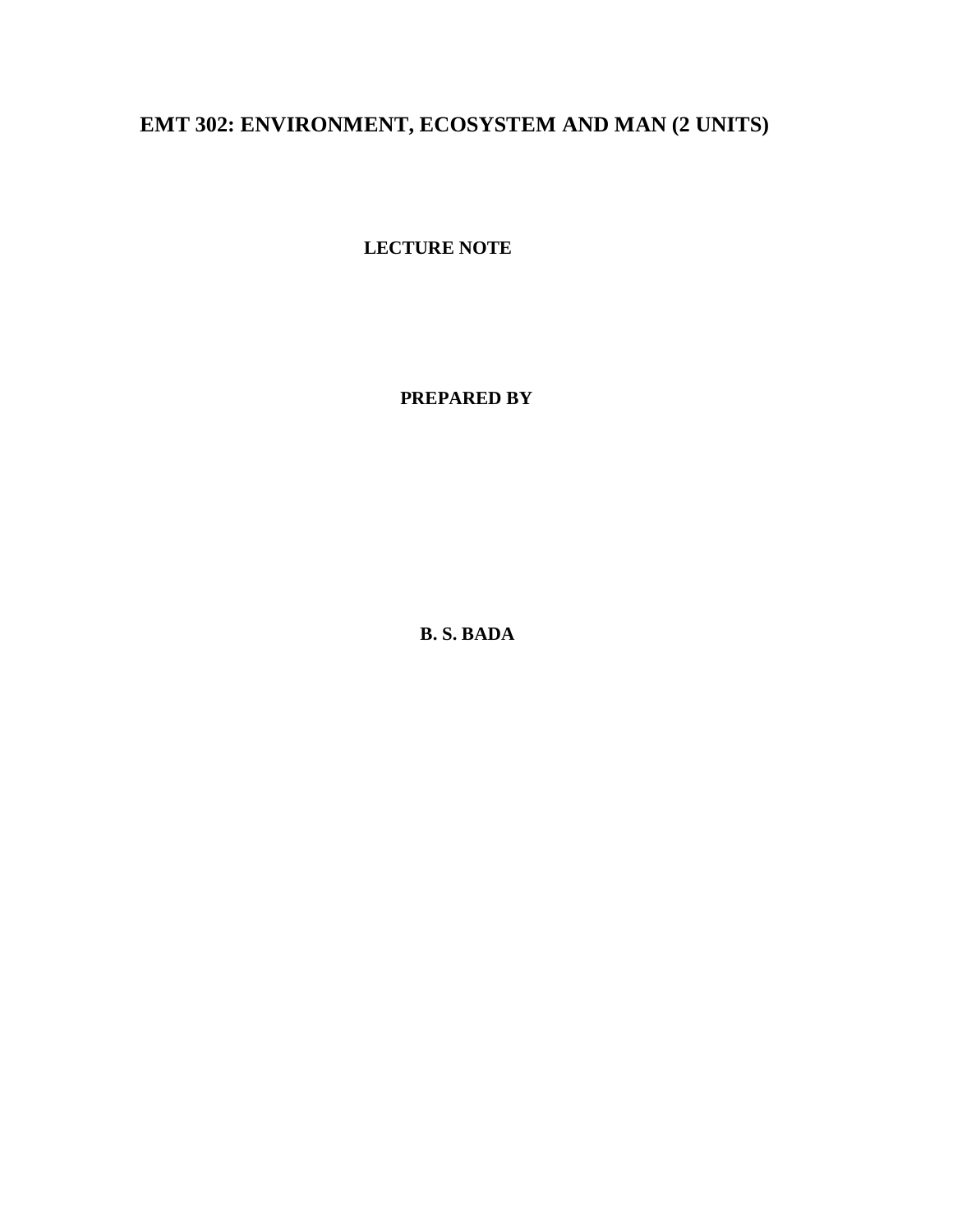# EMT 302: ENVIRONMENT, ECOSYSTEM AND MAN (2 UNITS)

**LECTURE NOTE**

**PREPARED BY**

**B. S. BADA**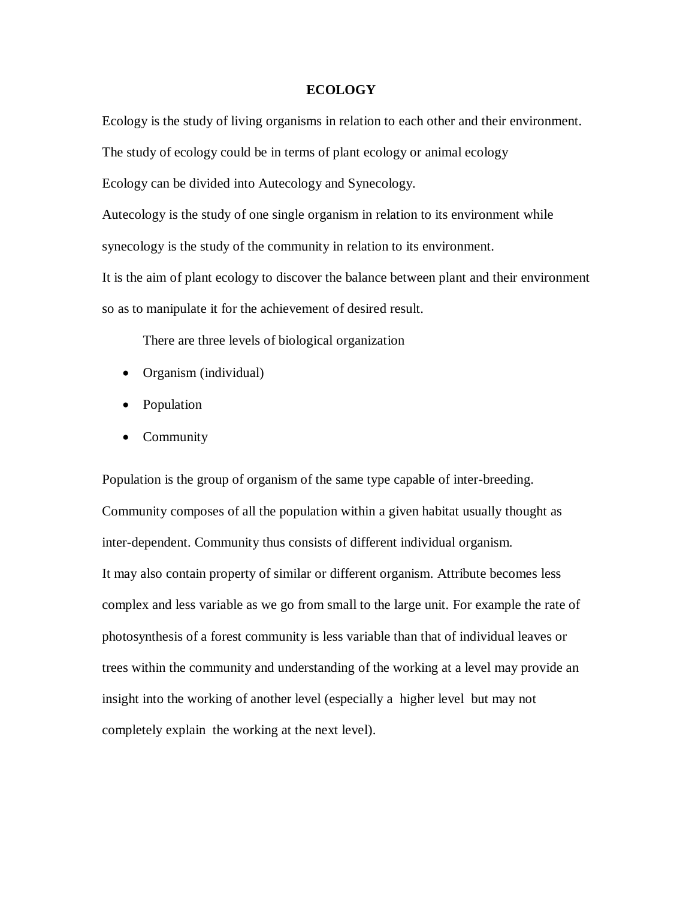# ECOLOGY

Ecology is the study of living organisms in relation to each other and their environment.

The study of ecology could be in terms of plant ecology or animal ecology

Ecology can be divided into Autecology and Synecology.

Autecology is the study of one single organism in relation to its environment while synecology is the study of the community in relation to its environment.

It is the aim of plant ecology to discover the balance between plant and their environment so as to manipulate it for the achievement of desired result.

There are three levels of biological organization

- Organism (individual)
- Population
- Community

Population is the group of organism of the same type capable of inter-breeding. Community composes of all the population within a given habitat usually thought as inter-dependent. Community thus consists of different individual organism.

It may also contain property of similar or different organism. Attribute becomes less complex and less variable as we go from small to the large unit. For example the rate of photosynthesis of a forest community is less variable than that of individual leaves or trees within the community and understanding of the working at a level may provide an insight into the working of another level (especially a higher level but may not completely explain the working at the next level).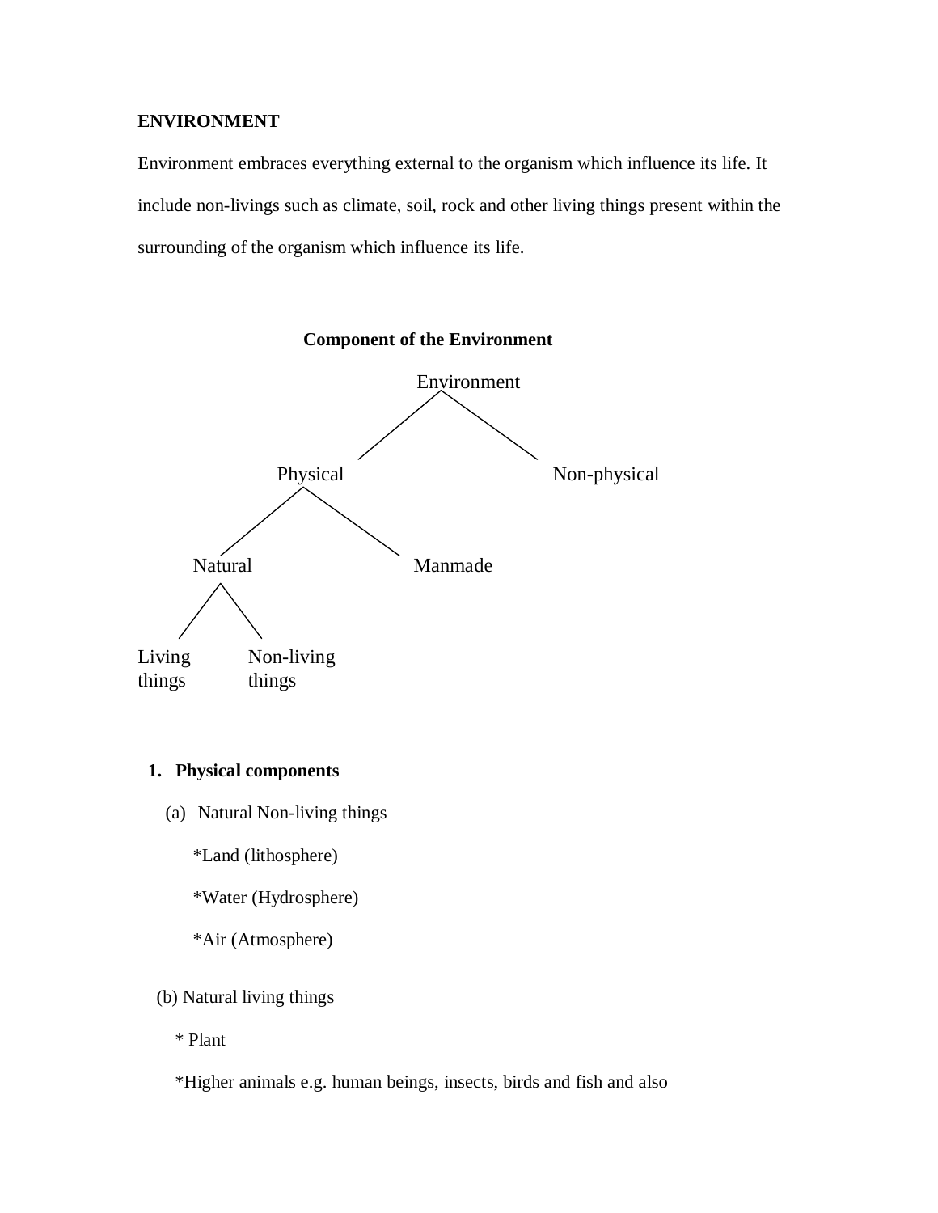**ENVIRONMENT**

Environment embraces everything external to the organism which influence its life. It include non-livings such as climate, soil, rock and other living things present within the surrounding of the organism which influence its life.

**Component of the Environment**

- Environment
  - Physical
    - Natural
      - Living things
      - Non-living things
    - Manmade
  - Non-physical

1. **Physical components**

   (a) Natural Non-living things

   *Land (lithosphere)

   *Water (Hydrosphere)

   *Air (Atmosphere)

   (b) Natural living things

   * Plant

   *Higher animals e.g. human beings, insects, birds and fish and also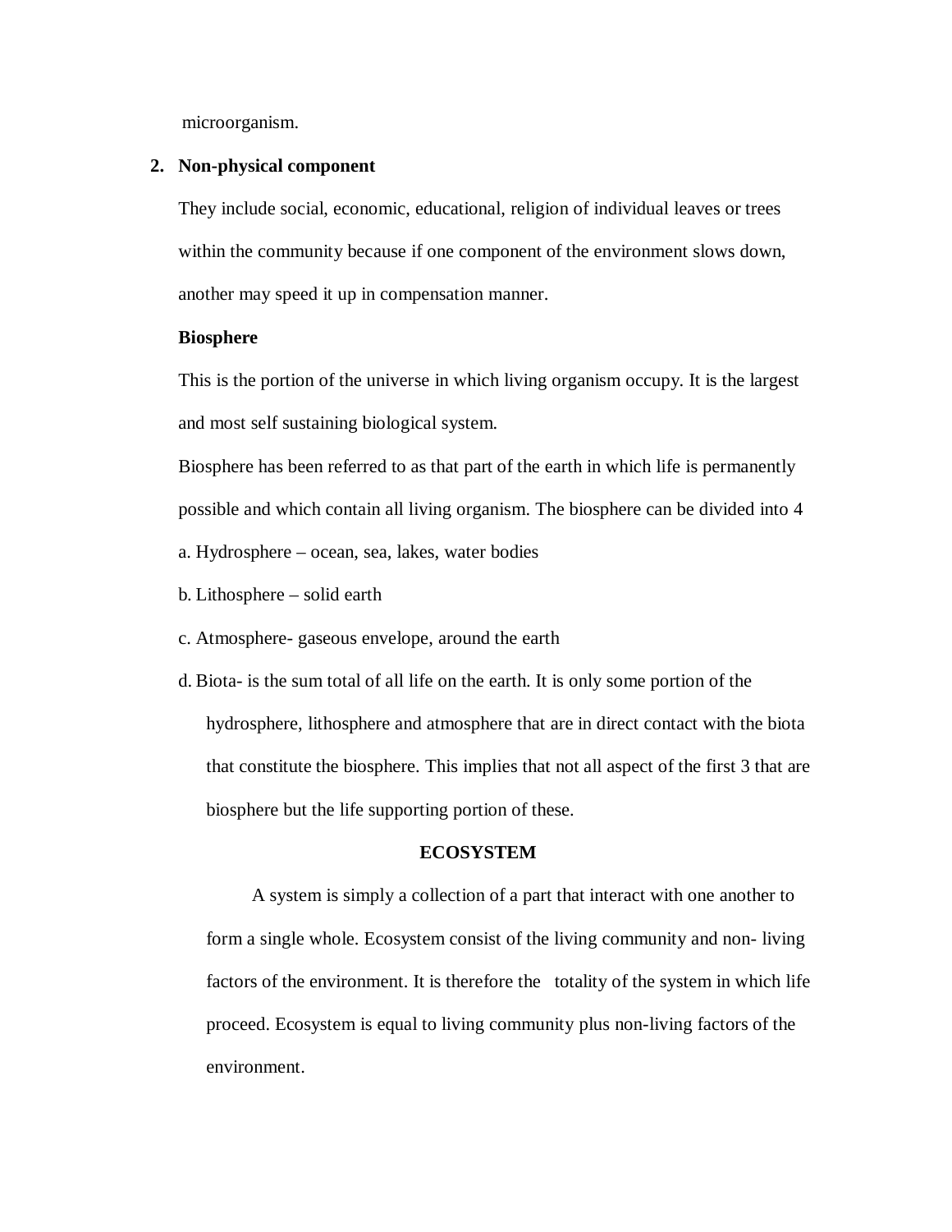microorganism.

2. **Non-physical component**

   They include social, economic, educational, religion of individual leaves or trees within the community because if one component of the environment slows down, another may speed it up in compensation manner.

   **Biosphere**

   This is the portion of the universe in which living organism occupy. It is the largest and most self sustaining biological system.

   Biosphere has been referred to as that part of the earth in which life is permanently possible and which contain all living organism. The biosphere can be divided into 4

   a. Hydrosphere – ocean, sea, lakes, water bodies

   b. Lithosphere – solid earth

   c. Atmosphere- gaseous envelope, around the earth

   d. Biota- is the sum total of all life on the earth. It is only some portion of the hydrosphere, lithosphere and atmosphere that are in direct contact with the biota that constitute the biosphere. This implies that not all aspect of the first 3 that are biosphere but the life supporting portion of these.

## ECOSYSTEM

A system is simply a collection of a part that interact with one another to form a single whole. Ecosystem consist of the living community and non- living factors of the environment. It is therefore the totality of the system in which life proceed. Ecosystem is equal to living community plus non-living factors of the environment.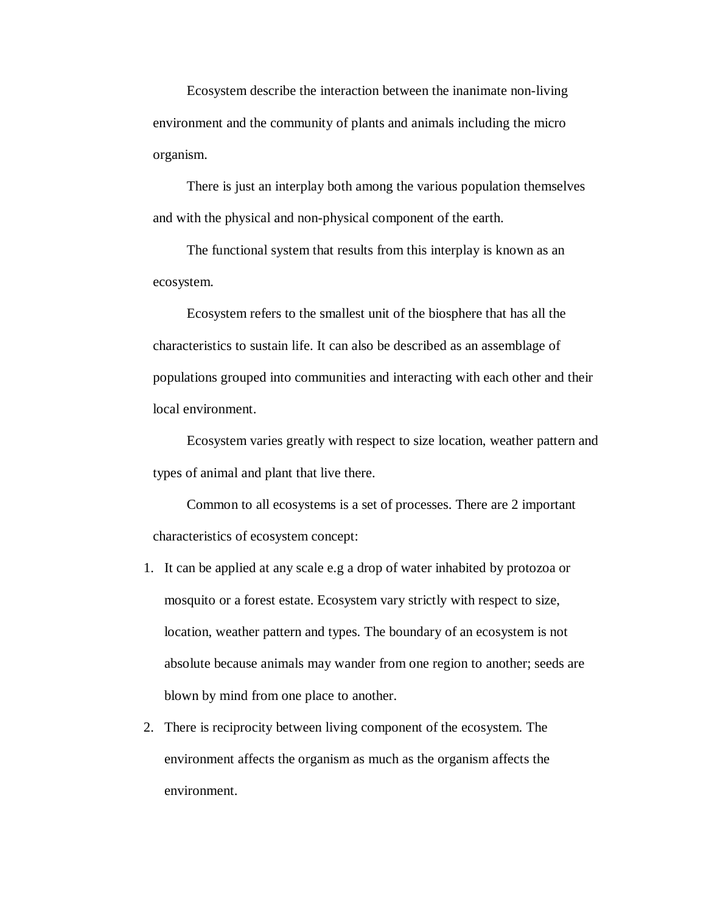Ecosystem describe the interaction between the inanimate non-living environment and the community of plants and animals including the micro organism.

There is just an interplay both among the various population themselves and with the physical and non-physical component of the earth.

The functional system that results from this interplay is known as an ecosystem.

Ecosystem refers to the smallest unit of the biosphere that has all the characteristics to sustain life. It can also be described as an assemblage of populations grouped into communities and interacting with each other and their local environment.

Ecosystem varies greatly with respect to size location, weather pattern and types of animal and plant that live there.

Common to all ecosystems is a set of processes. There are 2 important characteristics of ecosystem concept:

1. It can be applied at any scale e.g a drop of water inhabited by protozoa or mosquito or a forest estate. Ecosystem vary strictly with respect to size, location, weather pattern and types. The boundary of an ecosystem is not absolute because animals may wander from one region to another; seeds are blown by mind from one place to another.
2. There is reciprocity between living component of the ecosystem. The environment affects the organism as much as the organism affects the environment.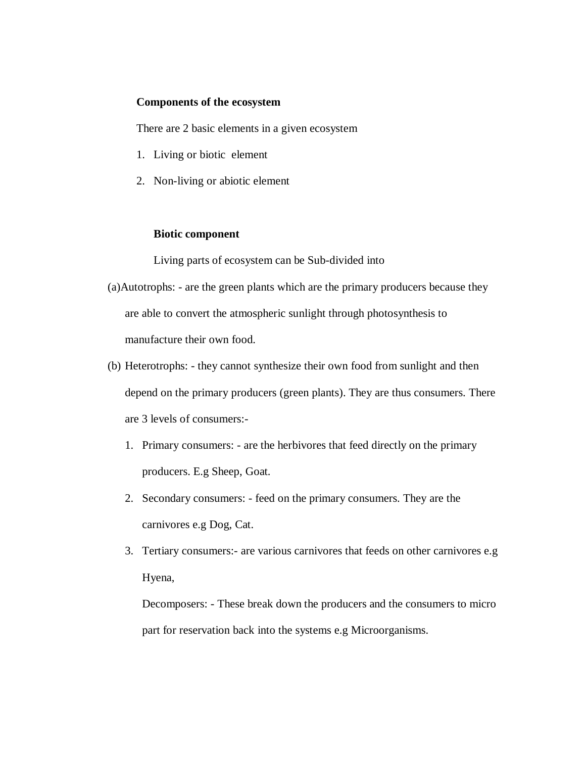**Components of the ecosystem**

There are 2 basic elements in a given ecosystem

1. Living or biotic element
2. Non-living or abiotic element

**Biotic component**

Living parts of ecosystem can be Sub-divided into

(a) Autotrophs: - are the green plants which are the primary producers because they are able to convert the atmospheric sunlight through photosynthesis to manufacture their own food.

(b) Heterotrophs: - they cannot synthesize their own food from sunlight and then depend on the primary producers (green plants). They are thus consumers. There are 3 levels of consumers:-

1. Primary consumers: - are the herbivores that feed directly on the primary producers. E.g Sheep, Goat.
2. Secondary consumers: - feed on the primary consumers. They are the carnivores e.g Dog, Cat.
3. Tertiary consumers:- are various carnivores that feeds on other carnivores e.g Hyena,

   Decomposers: - These break down the producers and the consumers to micro part for reservation back into the systems e.g Microorganisms.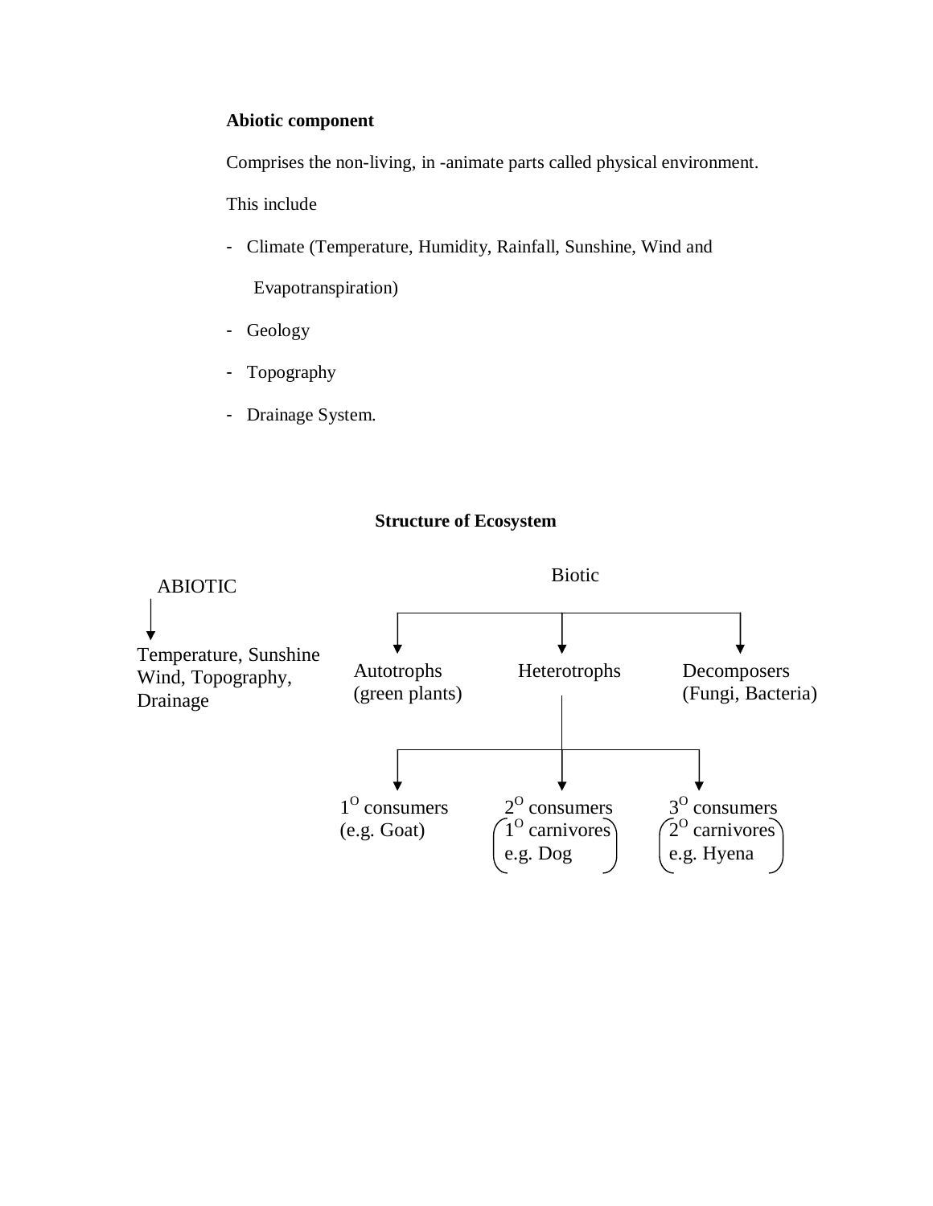**Abiotic component**

Comprises the non-living, in -animate parts called physical environment.

This include

- Climate (Temperature, Humidity, Rainfall, Sunshine, Wind and Evapotranspiration)
- Geology
- Topography
- Drainage System.

**Structure of Ecosystem**

ABIOTIC

↓

Temperature, Sunshine Wind, Topography, Drainage

Biotic

- Autotrophs (green plants)
- Heterotrophs
  - $1^O$ consumers (e.g. Goat)
  - $2^O$ consumers ($1^O$ carnivores e.g. Dog)
  - $3^O$ consumers ($2^O$ carnivores e.g. Hyena)
- Decomposers (Fungi, Bacteria)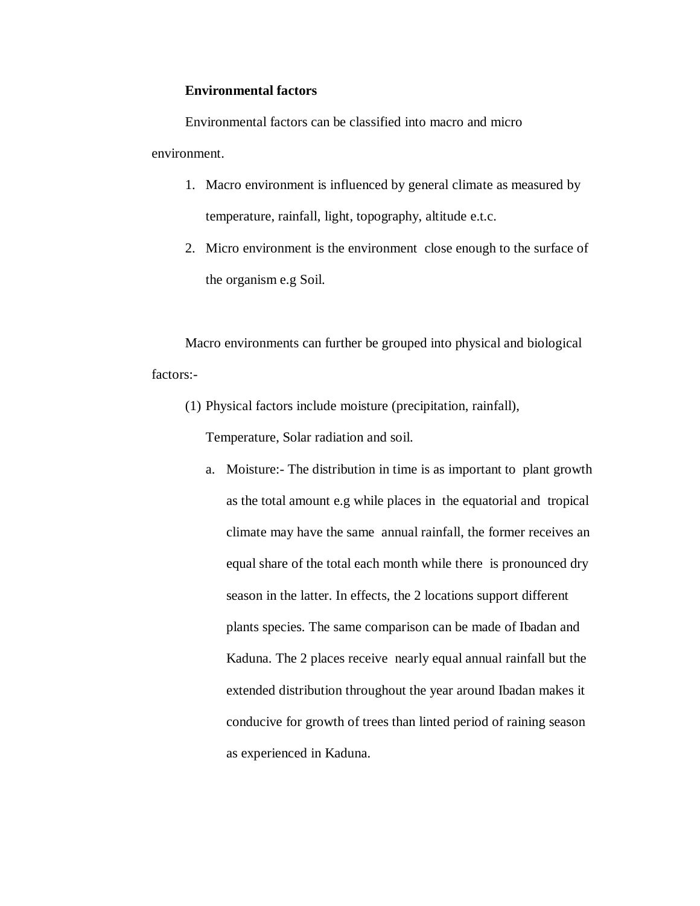**Environmental factors**

Environmental factors can be classified into macro and micro environment.

1. Macro environment is influenced by general climate as measured by temperature, rainfall, light, topography, altitude e.t.c.
2. Micro environment is the environment close enough to the surface of the organism e.g Soil.

Macro environments can further be grouped into physical and biological factors:-

(1) Physical factors include moisture (precipitation, rainfall), Temperature, Solar radiation and soil.

   a. Moisture:- The distribution in time is as important to plant growth as the total amount e.g while places in the equatorial and tropical climate may have the same annual rainfall, the former receives an equal share of the total each month while there is pronounced dry season in the latter. In effects, the 2 locations support different plants species. The same comparison can be made of Ibadan and Kaduna. The 2 places receive nearly equal annual rainfall but the extended distribution throughout the year around Ibadan makes it conducive for growth of trees than linted period of raining season as experienced in Kaduna.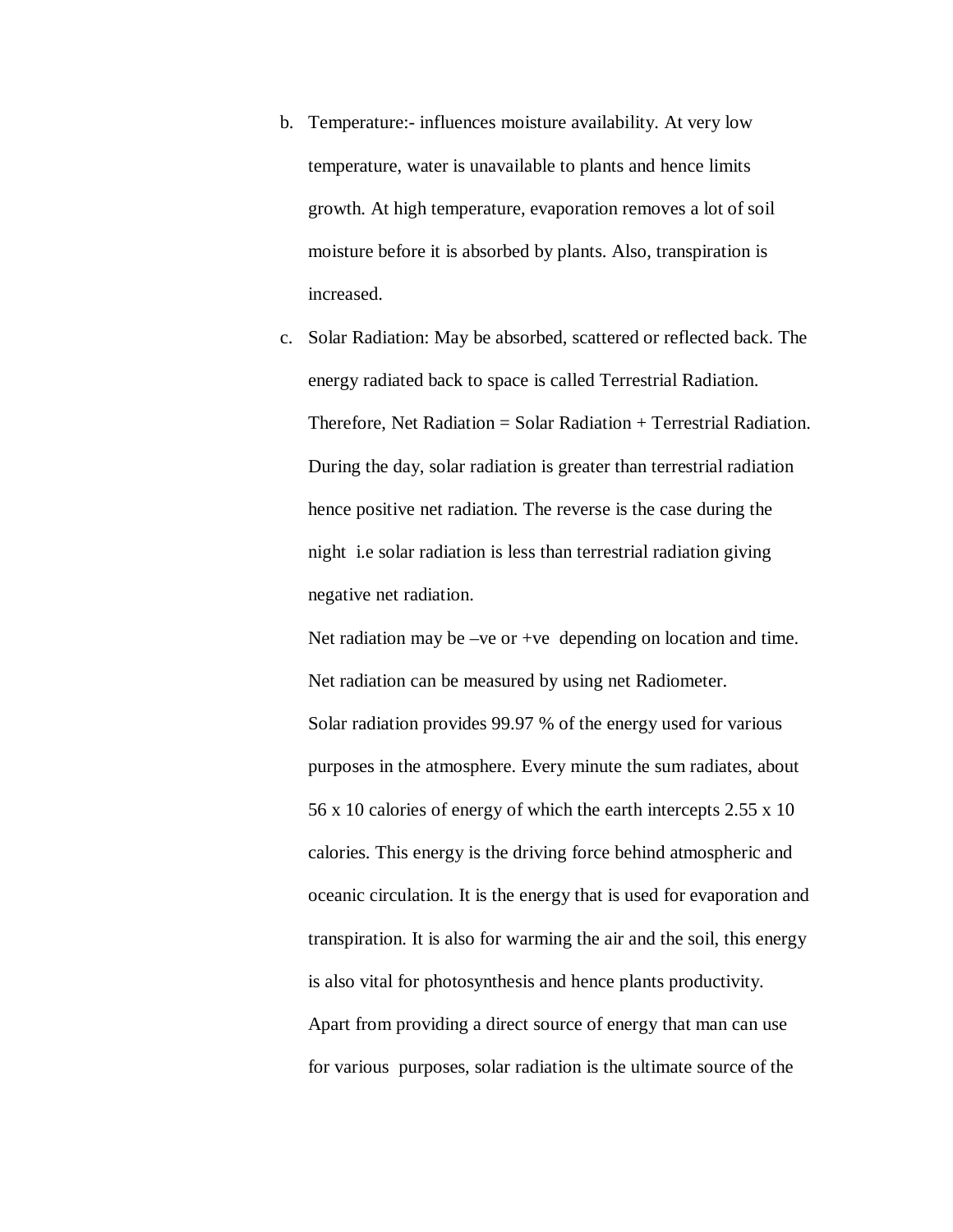b. Temperature:- influences moisture availability. At very low temperature, water is unavailable to plants and hence limits growth. At high temperature, evaporation removes a lot of soil moisture before it is absorbed by plants. Also, transpiration is increased.

c. Solar Radiation: May be absorbed, scattered or reflected back. The energy radiated back to space is called Terrestrial Radiation. Therefore, Net Radiation = Solar Radiation + Terrestrial Radiation. During the day, solar radiation is greater than terrestrial radiation hence positive net radiation. The reverse is the case during the night i.e solar radiation is less than terrestrial radiation giving negative net radiation.

   Net radiation may be –ve or +ve depending on location and time. Net radiation can be measured by using net Radiometer.

   Solar radiation provides 99.97 % of the energy used for various purposes in the atmosphere. Every minute the sum radiates, about 56 x 10 calories of energy of which the earth intercepts 2.55 x 10 calories. This energy is the driving force behind atmospheric and oceanic circulation. It is the energy that is used for evaporation and transpiration. It is also for warming the air and the soil, this energy is also vital for photosynthesis and hence plants productivity. Apart from providing a direct source of energy that man can use for various purposes, solar radiation is the ultimate source of the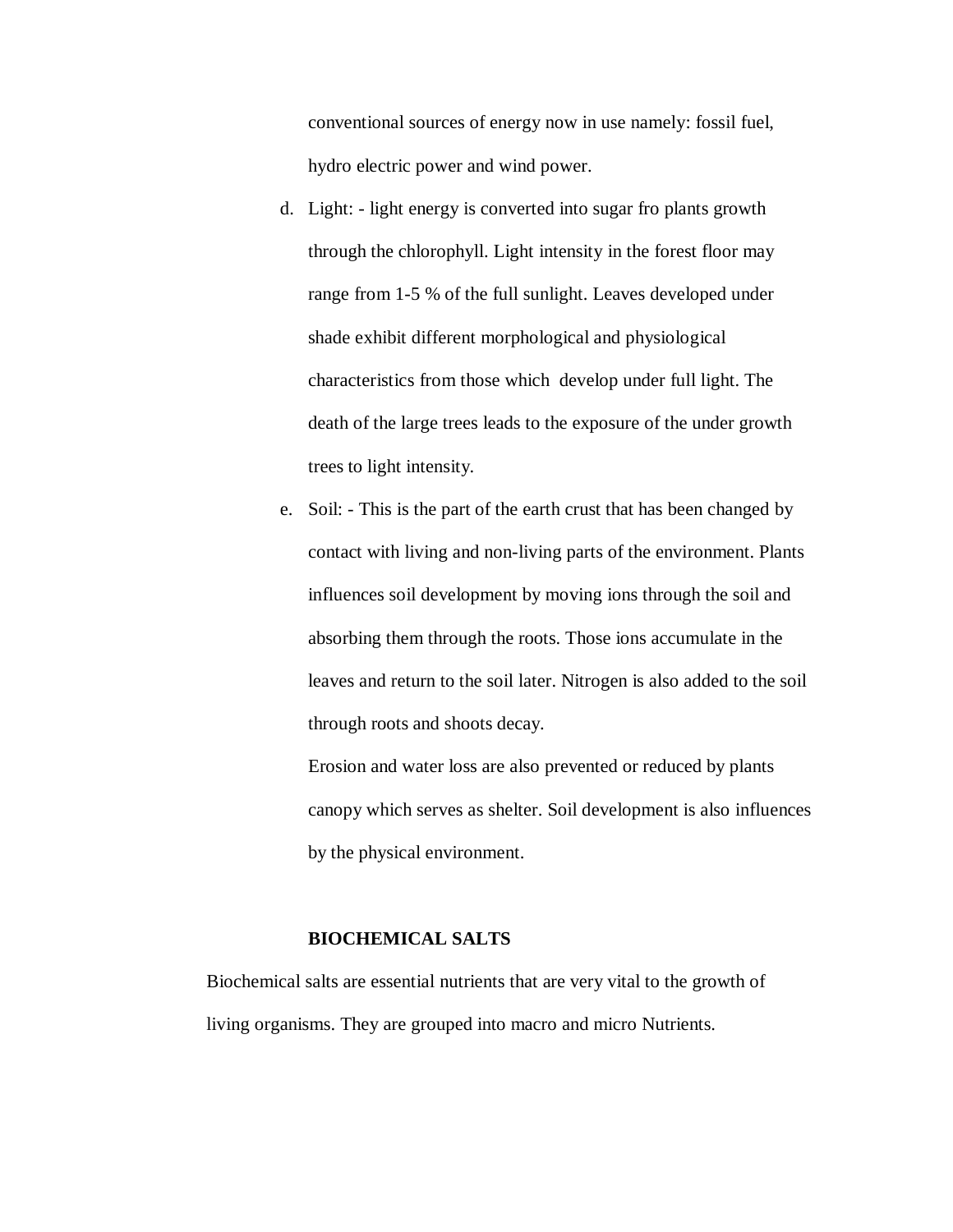conventional sources of energy now in use namely: fossil fuel, hydro electric power and wind power.

d. Light: - light energy is converted into sugar fro plants growth through the chlorophyll. Light intensity in the forest floor may range from 1-5 % of the full sunlight. Leaves developed under shade exhibit different morphological and physiological characteristics from those which develop under full light. The death of the large trees leads to the exposure of the under growth trees to light intensity.

e. Soil: - This is the part of the earth crust that has been changed by contact with living and non-living parts of the environment. Plants influences soil development by moving ions through the soil and absorbing them through the roots. Those ions accumulate in the leaves and return to the soil later. Nitrogen is also added to the soil through roots and shoots decay.

   Erosion and water loss are also prevented or reduced by plants canopy which serves as shelter. Soil development is also influences by the physical environment.

**BIOCHEMICAL SALTS**

Biochemical salts are essential nutrients that are very vital to the growth of living organisms. They are grouped into macro and micro Nutrients.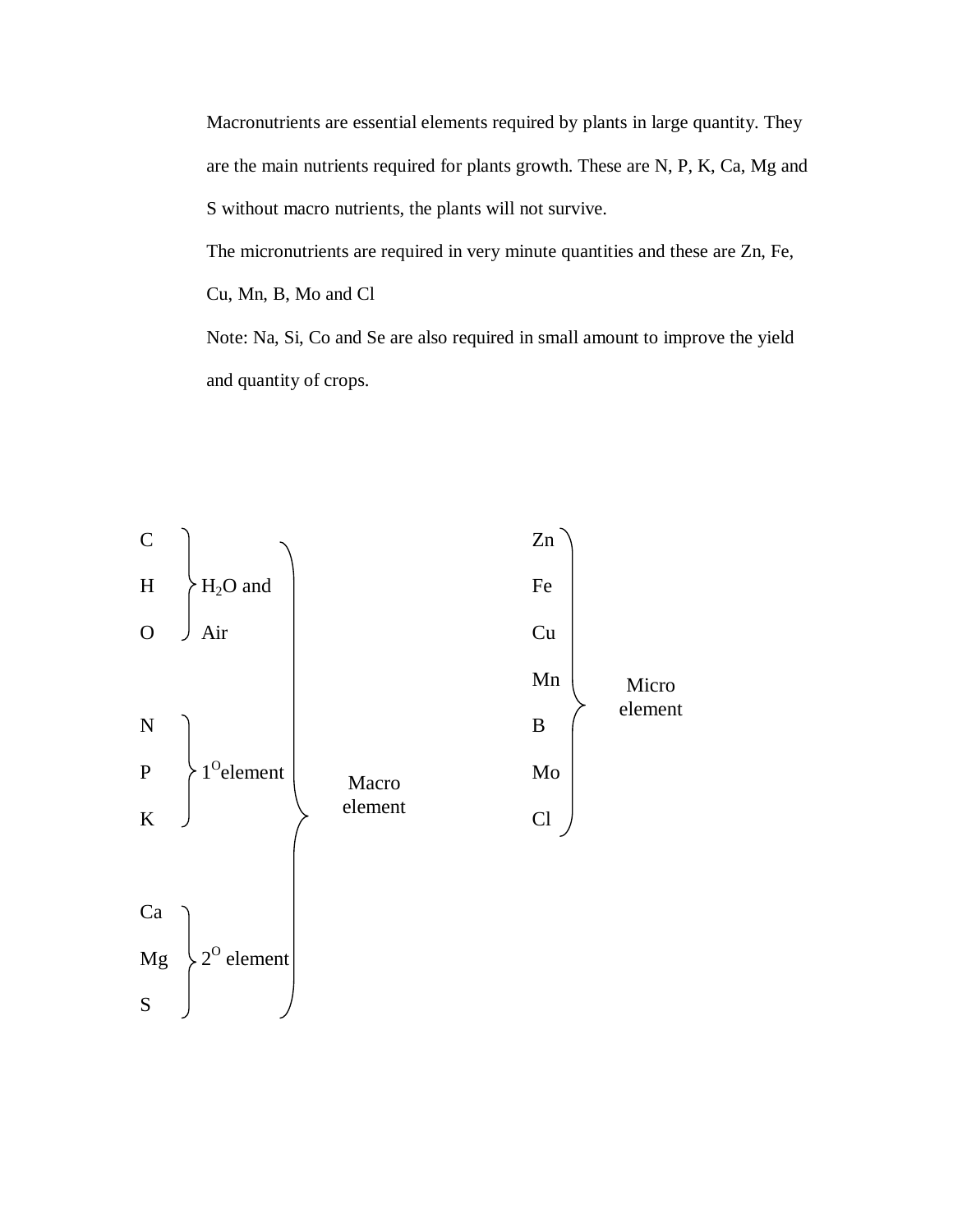Macronutrients are essential elements required by plants in large quantity. They are the main nutrients required for plants growth. These are N, P, K, Ca, Mg and S without macro nutrients, the plants will not survive.

The micronutrients are required in very minute quantities and these are Zn, Fe, Cu, Mn, B, Mo and Cl

Note: Na, Si, Co and Se are also required in small amount to improve the yield and quantity of crops.

- **Macro element**
  - C, H, O — $H_2O$ and Air
  - N, P, K — $1^O$ element
  - Ca, Mg, S — $2^O$ element
- **Micro element**
  - Zn, Fe, Cu, Mn, B, Mo, Cl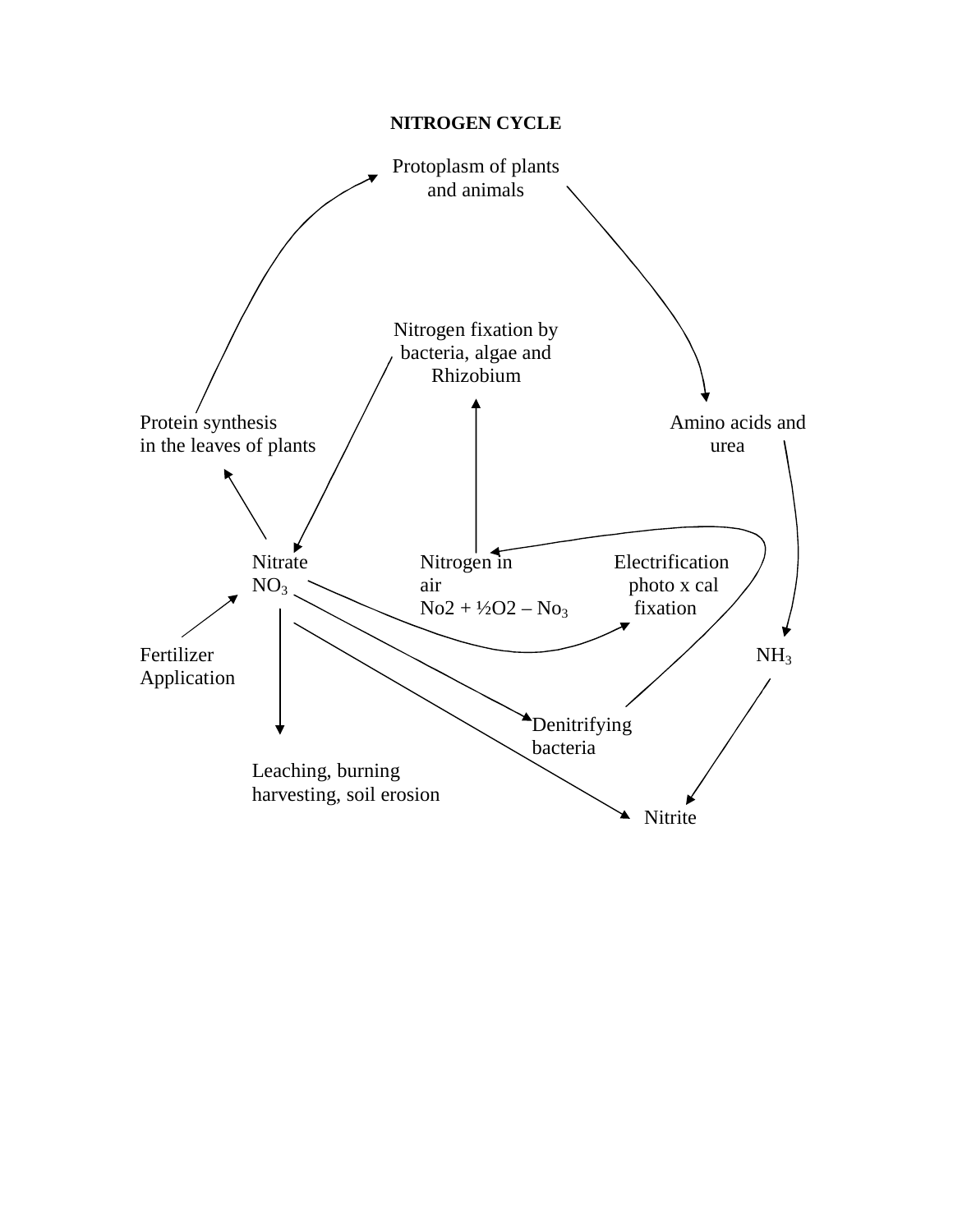**NITROGEN CYCLE**

Protoplasm of plants and animals

Nitrogen fixation by bacteria, algae and Rhizobium

Protein synthesis in the leaves of plants

Amino acids and urea

Nitrate
$NO_3$

Nitrogen in air
$No2 + ½O2 – No_3$

Electrification photo x cal fixation

Fertilizer Application

$NH_3$

Denitrifying bacteria

Leaching, burning harvesting, soil erosion

Nitrite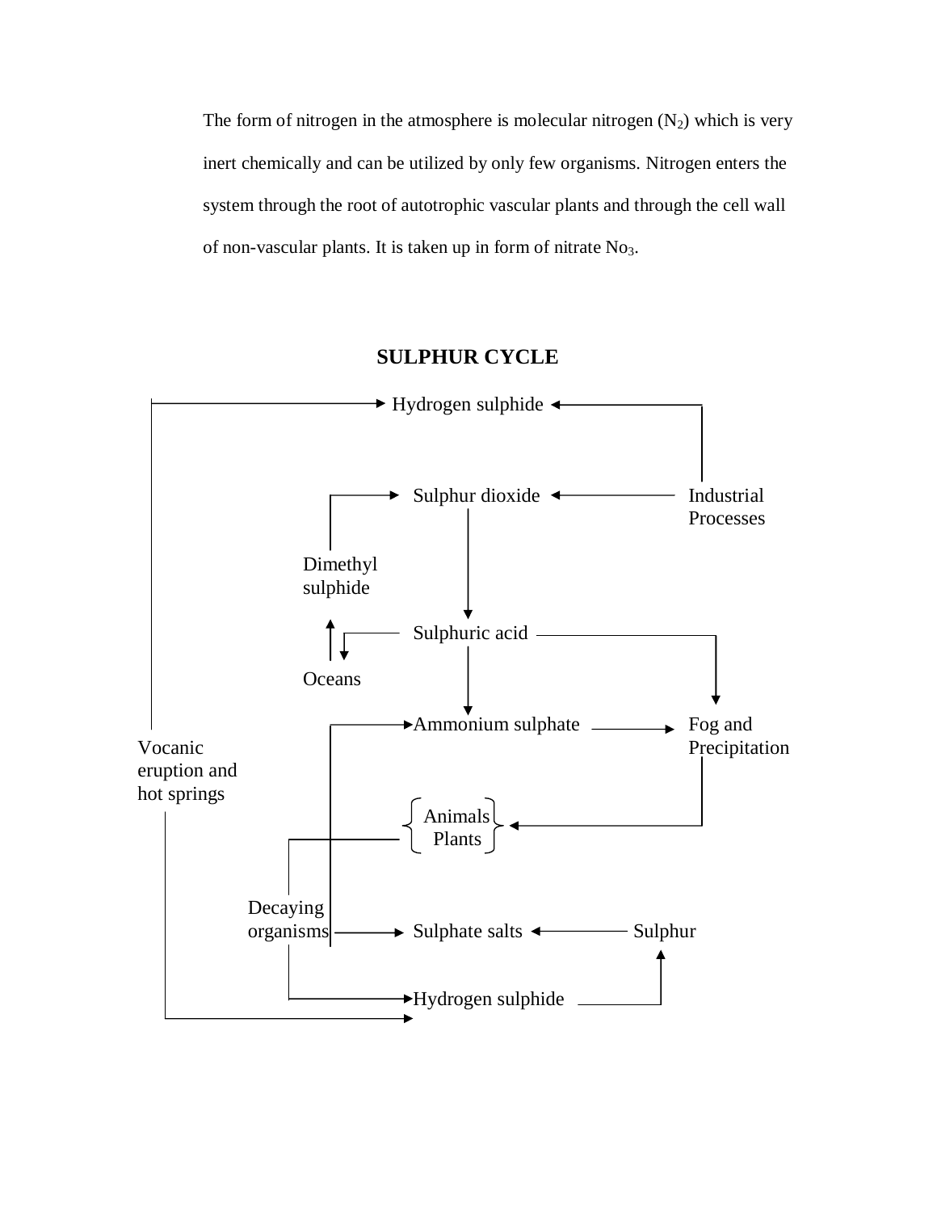The form of nitrogen in the atmosphere is molecular nitrogen ($N_2$) which is very inert chemically and can be utilized by only few organisms. Nitrogen enters the system through the root of autotrophic vascular plants and through the cell wall of non-vascular plants. It is taken up in form of nitrate $No_3$.

## SULPHUR CYCLE

Hydrogen sulphide

Sulphur dioxide

Industrial Processes

Dimethyl sulphide

Sulphuric acid

Oceans

Ammonium sulphate

Fog and Precipitation

Vocanic eruption and hot springs

Animals Plants

Decaying organisms

Sulphate salts

Sulphur

Hydrogen sulphide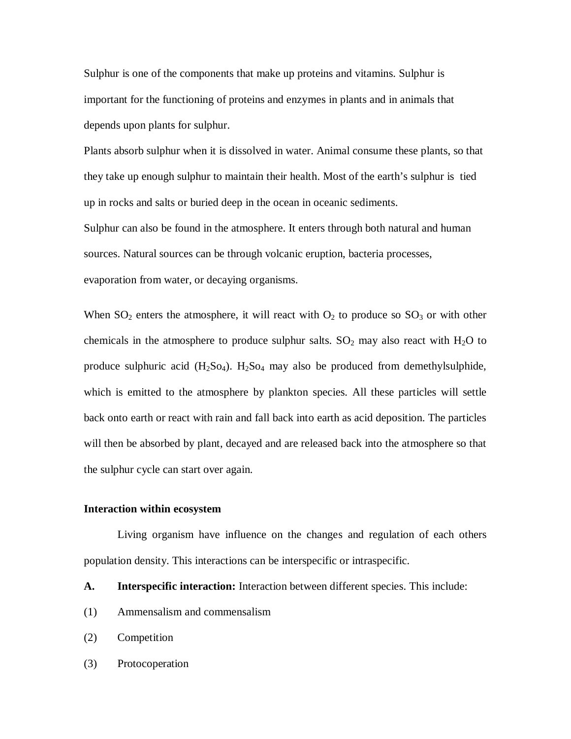Sulphur is one of the components that make up proteins and vitamins. Sulphur is important for the functioning of proteins and enzymes in plants and in animals that depends upon plants for sulphur.

Plants absorb sulphur when it is dissolved in water. Animal consume these plants, so that they take up enough sulphur to maintain their health. Most of the earth's sulphur is tied up in rocks and salts or buried deep in the ocean in oceanic sediments.

Sulphur can also be found in the atmosphere. It enters through both natural and human sources. Natural sources can be through volcanic eruption, bacteria processes, evaporation from water, or decaying organisms.

When $SO_2$ enters the atmosphere, it will react with $O_2$ to produce so $SO_3$ or with other chemicals in the atmosphere to produce sulphur salts. $SO_2$ may also react with $H_2O$ to produce sulphuric acid ($H_2So_4$). $H_2So_4$ may also be produced from demethylsulphide, which is emitted to the atmosphere by plankton species. All these particles will settle back onto earth or react with rain and fall back into earth as acid deposition. The particles will then be absorbed by plant, decayed and are released back into the atmosphere so that the sulphur cycle can start over again.

**Interaction within ecosystem**

Living organism have influence on the changes and regulation of each others population density. This interactions can be interspecific or intraspecific.

**A. Interspecific interaction:** Interaction between different species. This include:

(1) Ammensalism and commensalism

(2) Competition

(3) Protocoperation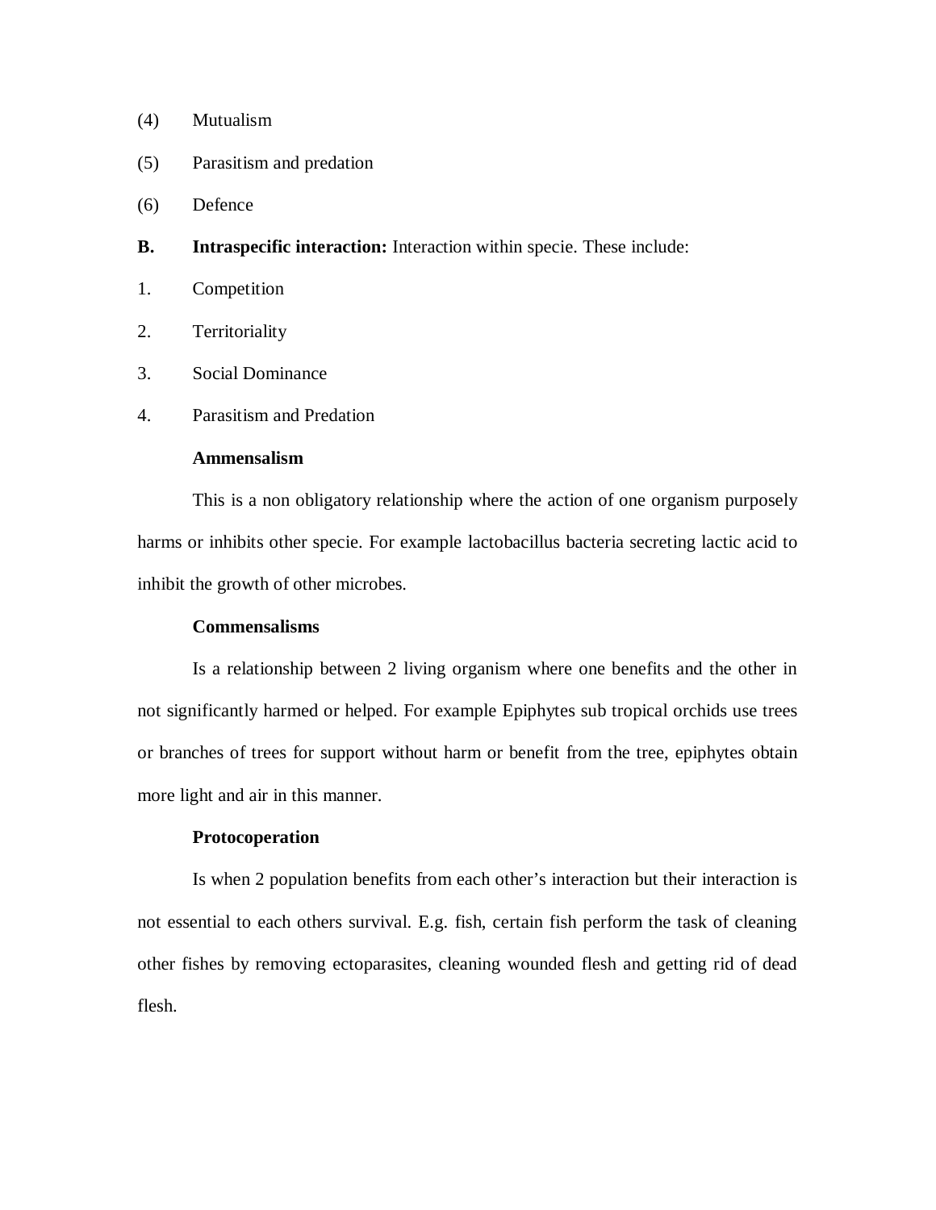(4) Mutualism

(5) Parasitism and predation

(6) Defence

**B. Intraspecific interaction:** Interaction within specie. These include:

1. Competition
2. Territoriality
3. Social Dominance
4. Parasitism and Predation

**Ammensalism**

This is a non obligatory relationship where the action of one organism purposely harms or inhibits other specie. For example lactobacillus bacteria secreting lactic acid to inhibit the growth of other microbes.

**Commensalisms**

Is a relationship between 2 living organism where one benefits and the other in not significantly harmed or helped. For example Epiphytes sub tropical orchids use trees or branches of trees for support without harm or benefit from the tree, epiphytes obtain more light and air in this manner.

**Protocoperation**

Is when 2 population benefits from each other's interaction but their interaction is not essential to each others survival. E.g. fish, certain fish perform the task of cleaning other fishes by removing ectoparasites, cleaning wounded flesh and getting rid of dead flesh.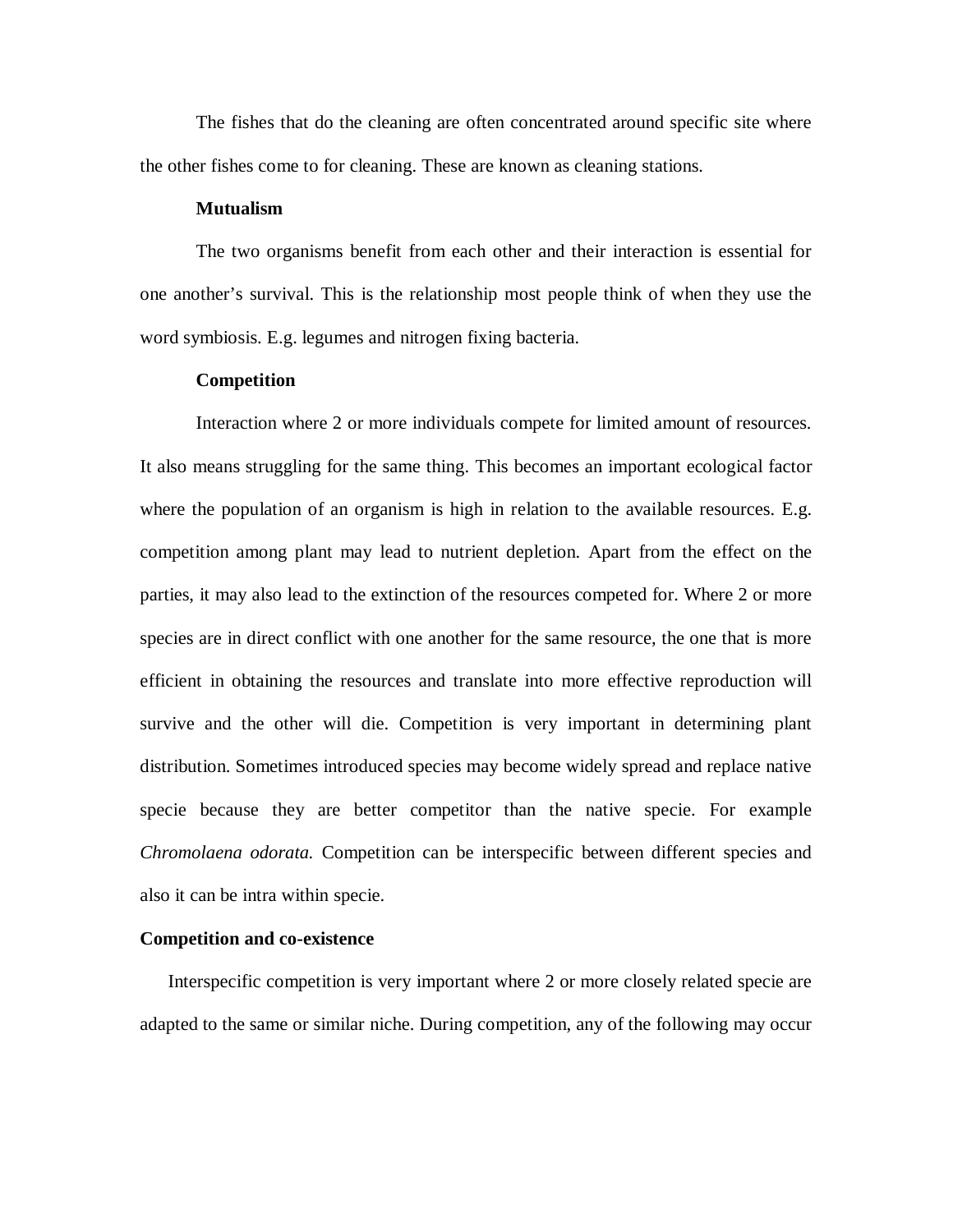The fishes that do the cleaning are often concentrated around specific site where the other fishes come to for cleaning. These are known as cleaning stations.

**Mutualism**

The two organisms benefit from each other and their interaction is essential for one another's survival. This is the relationship most people think of when they use the word symbiosis. E.g. legumes and nitrogen fixing bacteria.

**Competition**

Interaction where 2 or more individuals compete for limited amount of resources. It also means struggling for the same thing. This becomes an important ecological factor where the population of an organism is high in relation to the available resources. E.g. competition among plant may lead to nutrient depletion. Apart from the effect on the parties, it may also lead to the extinction of the resources competed for. Where 2 or more species are in direct conflict with one another for the same resource, the one that is more efficient in obtaining the resources and translate into more effective reproduction will survive and the other will die. Competition is very important in determining plant distribution. Sometimes introduced species may become widely spread and replace native specie because they are better competitor than the native specie. For example *Chromolaena odorata.* Competition can be interspecific between different species and also it can be intra within specie.

**Competition and co-existence**

Interspecific competition is very important where 2 or more closely related specie are adapted to the same or similar niche. During competition, any of the following may occur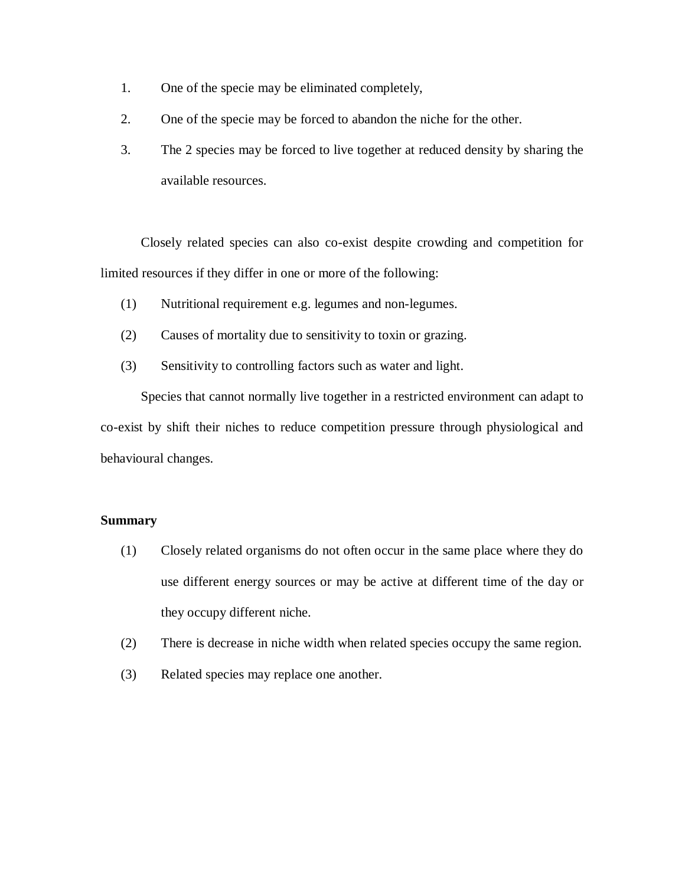1. One of the specie may be eliminated completely,
2. One of the specie may be forced to abandon the niche for the other.
3. The 2 species may be forced to live together at reduced density by sharing the available resources.

Closely related species can also co-exist despite crowding and competition for limited resources if they differ in one or more of the following:

(1) Nutritional requirement e.g. legumes and non-legumes.

(2) Causes of mortality due to sensitivity to toxin or grazing.

(3) Sensitivity to controlling factors such as water and light.

Species that cannot normally live together in a restricted environment can adapt to co-exist by shift their niches to reduce competition pressure through physiological and behavioural changes.

**Summary**

(1) Closely related organisms do not often occur in the same place where they do use different energy sources or may be active at different time of the day or they occupy different niche.

(2) There is decrease in niche width when related species occupy the same region.

(3) Related species may replace one another.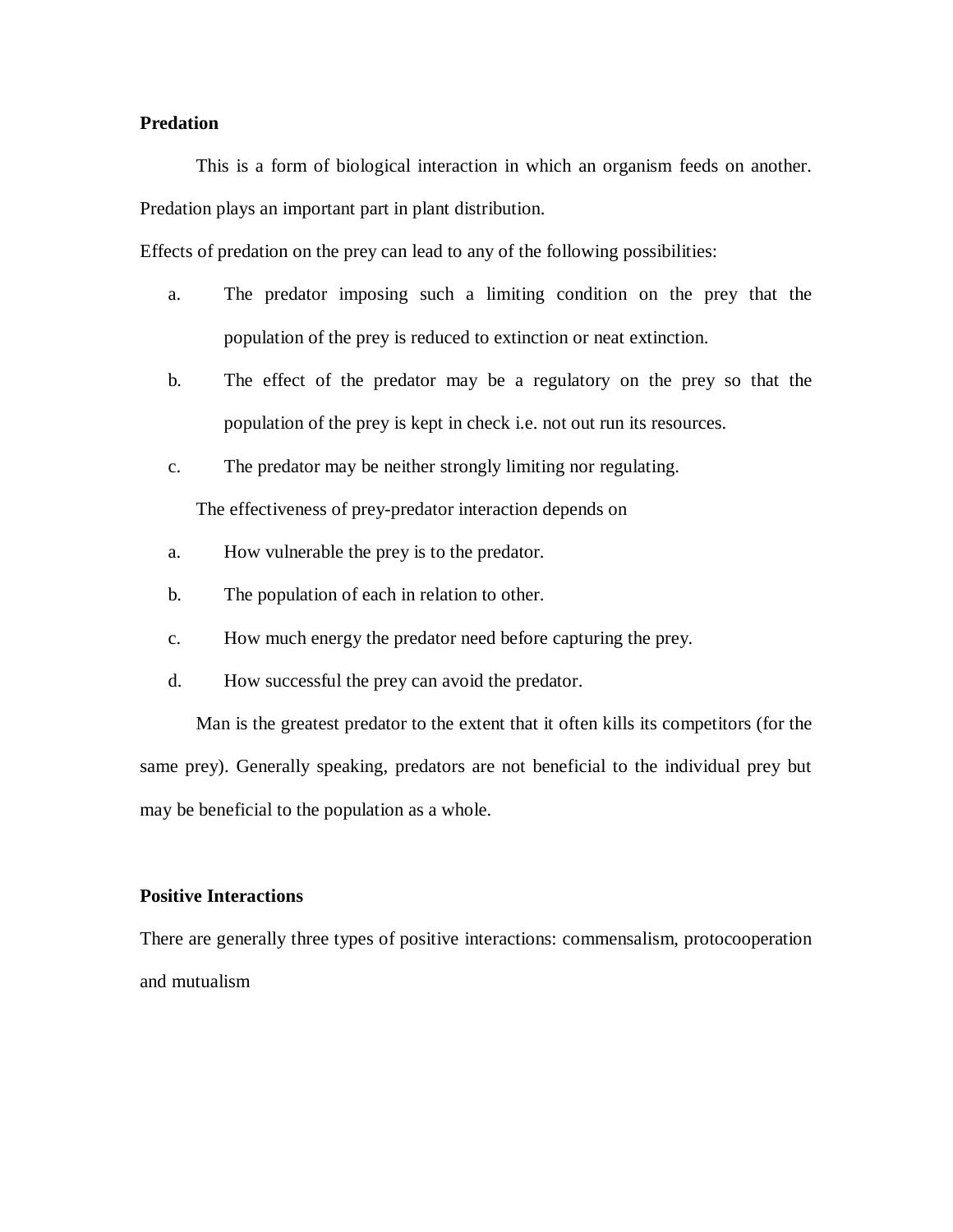**Predation**

This is a form of biological interaction in which an organism feeds on another. Predation plays an important part in plant distribution.

Effects of predation on the prey can lead to any of the following possibilities:

a. The predator imposing such a limiting condition on the prey that the population of the prey is reduced to extinction or neat extinction.

b. The effect of the predator may be a regulatory on the prey so that the population of the prey is kept in check i.e. not out run its resources.

c. The predator may be neither strongly limiting nor regulating.

The effectiveness of prey-predator interaction depends on

a. How vulnerable the prey is to the predator.

b. The population of each in relation to other.

c. How much energy the predator need before capturing the prey.

d. How successful the prey can avoid the predator.

Man is the greatest predator to the extent that it often kills its competitors (for the same prey). Generally speaking, predators are not beneficial to the individual prey but may be beneficial to the population as a whole.

**Positive Interactions**

There are generally three types of positive interactions: commensalism, protocooperation and mutualism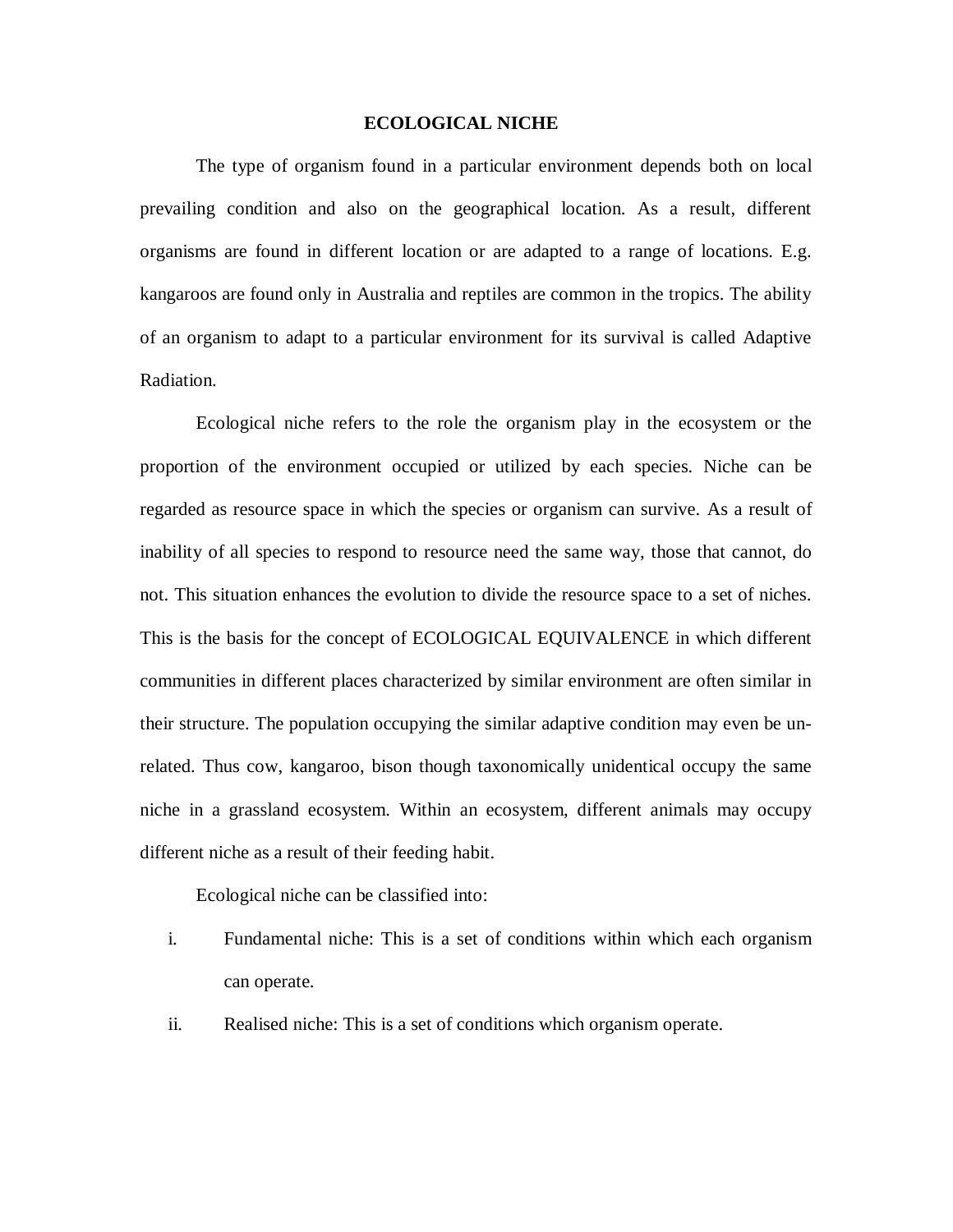# ECOLOGICAL NICHE

The type of organism found in a particular environment depends both on local prevailing condition and also on the geographical location. As a result, different organisms are found in different location or are adapted to a range of locations. E.g. kangaroos are found only in Australia and reptiles are common in the tropics. The ability of an organism to adapt to a particular environment for its survival is called Adaptive Radiation.

Ecological niche refers to the role the organism play in the ecosystem or the proportion of the environment occupied or utilized by each species. Niche can be regarded as resource space in which the species or organism can survive. As a result of inability of all species to respond to resource need the same way, those that cannot, do not. This situation enhances the evolution to divide the resource space to a set of niches. This is the basis for the concept of ECOLOGICAL EQUIVALENCE in which different communities in different places characterized by similar environment are often similar in their structure. The population occupying the similar adaptive condition may even be un-related. Thus cow, kangaroo, bison though taxonomically unidentical occupy the same niche in a grassland ecosystem. Within an ecosystem, different animals may occupy different niche as a result of their feeding habit.

Ecological niche can be classified into:

i. Fundamental niche: This is a set of conditions within which each organism can operate.
ii. Realised niche: This is a set of conditions which organism operate.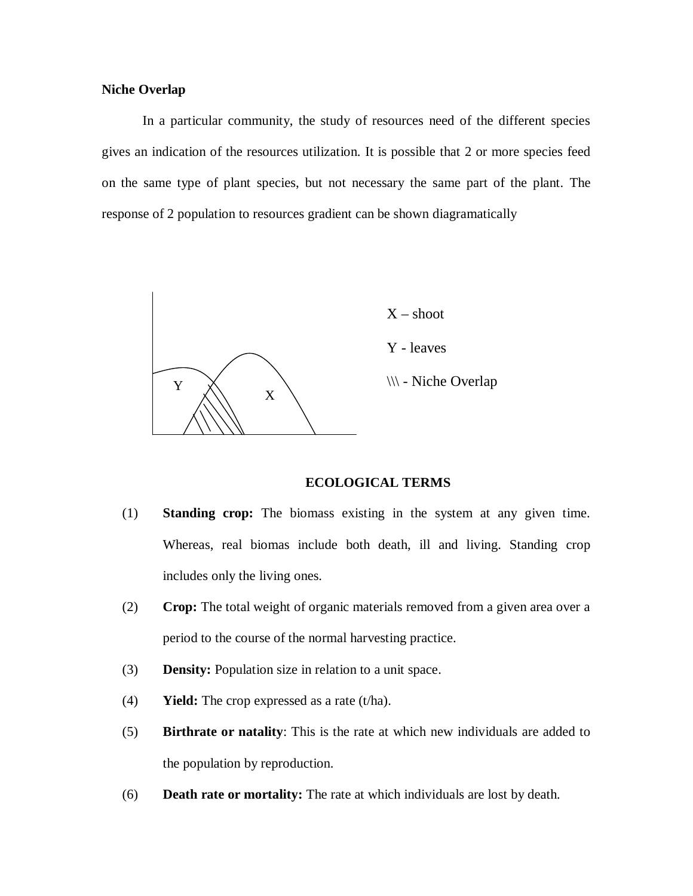**Niche Overlap**

In a particular community, the study of resources need of the different species gives an indication of the resources utilization. It is possible that 2 or more species feed on the same type of plant species, but not necessary the same part of the plant. The response of 2 population to resources gradient can be shown diagramatically

X – shoot

Y - leaves

\\\ - Niche Overlap

**ECOLOGICAL TERMS**

(1) **Standing crop:** The biomass existing in the system at any given time. Whereas, real biomas include both death, ill and living. Standing crop includes only the living ones.

(2) **Crop:** The total weight of organic materials removed from a given area over a period to the course of the normal harvesting practice.

(3) **Density:** Population size in relation to a unit space.

(4) **Yield:** The crop expressed as a rate (t/ha).

(5) **Birthrate or natality**: This is the rate at which new individuals are added to the population by reproduction.

(6) **Death rate or mortality:** The rate at which individuals are lost by death.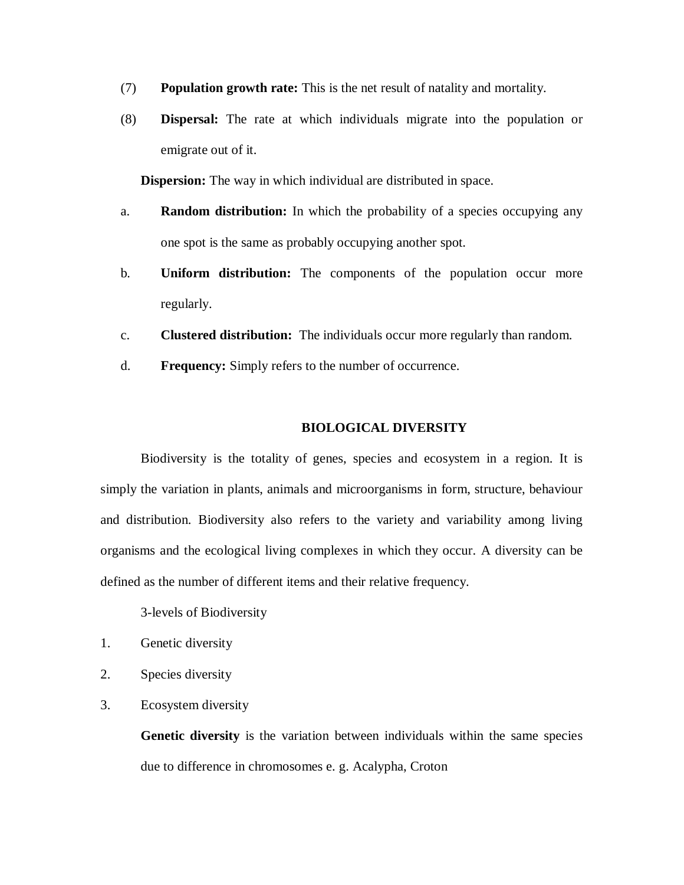(7) **Population growth rate:** This is the net result of natality and mortality.

(8) **Dispersal:** The rate at which individuals migrate into the population or emigrate out of it.

**Dispersion:** The way in which individual are distributed in space.

a. **Random distribution:** In which the probability of a species occupying any one spot is the same as probably occupying another spot.

b. **Uniform distribution:** The components of the population occur more regularly.

c. **Clustered distribution:** The individuals occur more regularly than random.

d. **Frequency:** Simply refers to the number of occurrence.

## BIOLOGICAL DIVERSITY

Biodiversity is the totality of genes, species and ecosystem in a region. It is simply the variation in plants, animals and microorganisms in form, structure, behaviour and distribution. Biodiversity also refers to the variety and variability among living organisms and the ecological living complexes in which they occur. A diversity can be defined as the number of different items and their relative frequency.

3-levels of Biodiversity

1. Genetic diversity
2. Species diversity
3. Ecosystem diversity

**Genetic diversity** is the variation between individuals within the same species due to difference in chromosomes e. g. Acalypha, Croton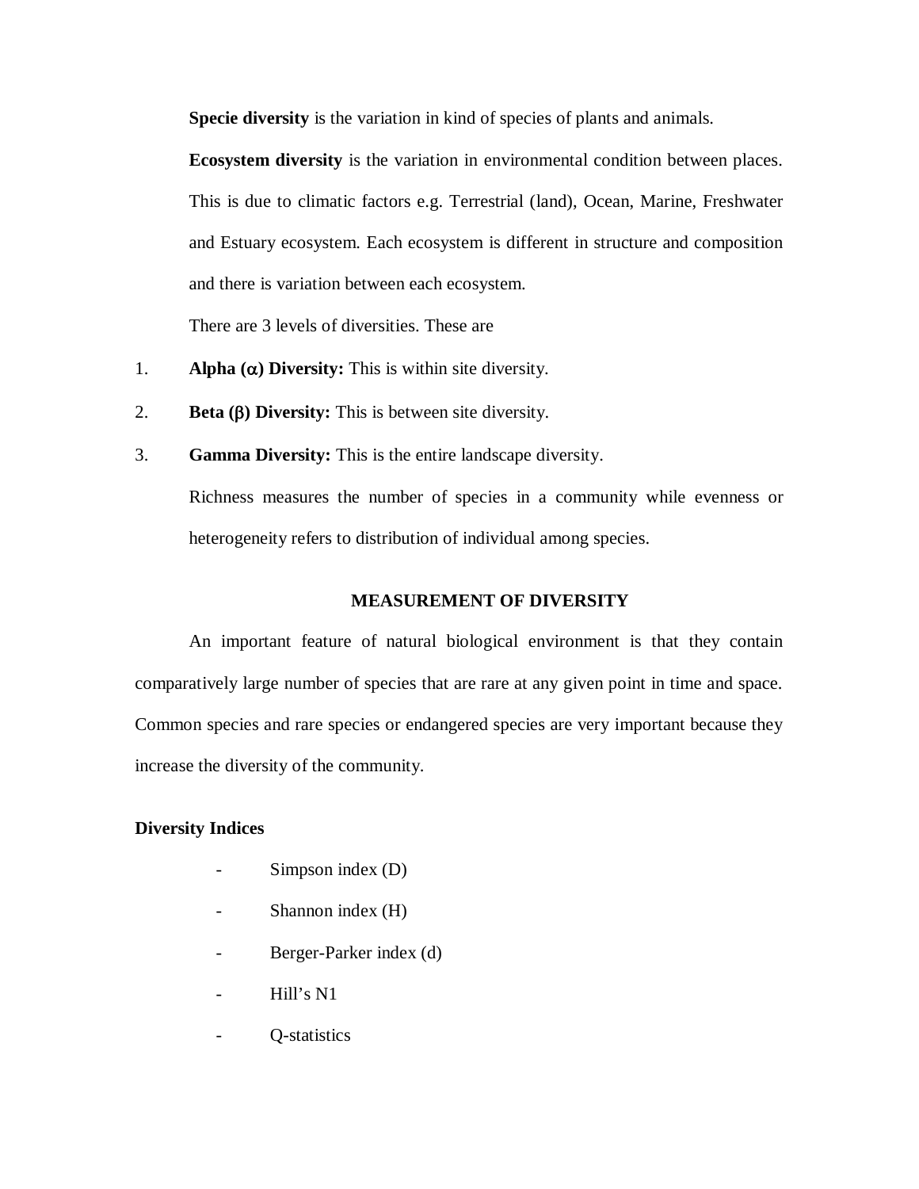**Specie diversity** is the variation in kind of species of plants and animals.

**Ecosystem diversity** is the variation in environmental condition between places. This is due to climatic factors e.g. Terrestrial (land), Ocean, Marine, Freshwater and Estuary ecosystem. Each ecosystem is different in structure and composition and there is variation between each ecosystem.

There are 3 levels of diversities. These are

1. **Alpha (α) Diversity:** This is within site diversity.
2. **Beta (β) Diversity:** This is between site diversity.
3. **Gamma Diversity:** This is the entire landscape diversity.

Richness measures the number of species in a community while evenness or heterogeneity refers to distribution of individual among species.

## MEASUREMENT OF DIVERSITY

An important feature of natural biological environment is that they contain comparatively large number of species that are rare at any given point in time and space. Common species and rare species or endangered species are very important because they increase the diversity of the community.

### Diversity Indices

- Simpson index (D)
- Shannon index (H)
- Berger-Parker index (d)
- Hill's N1
- Q-statistics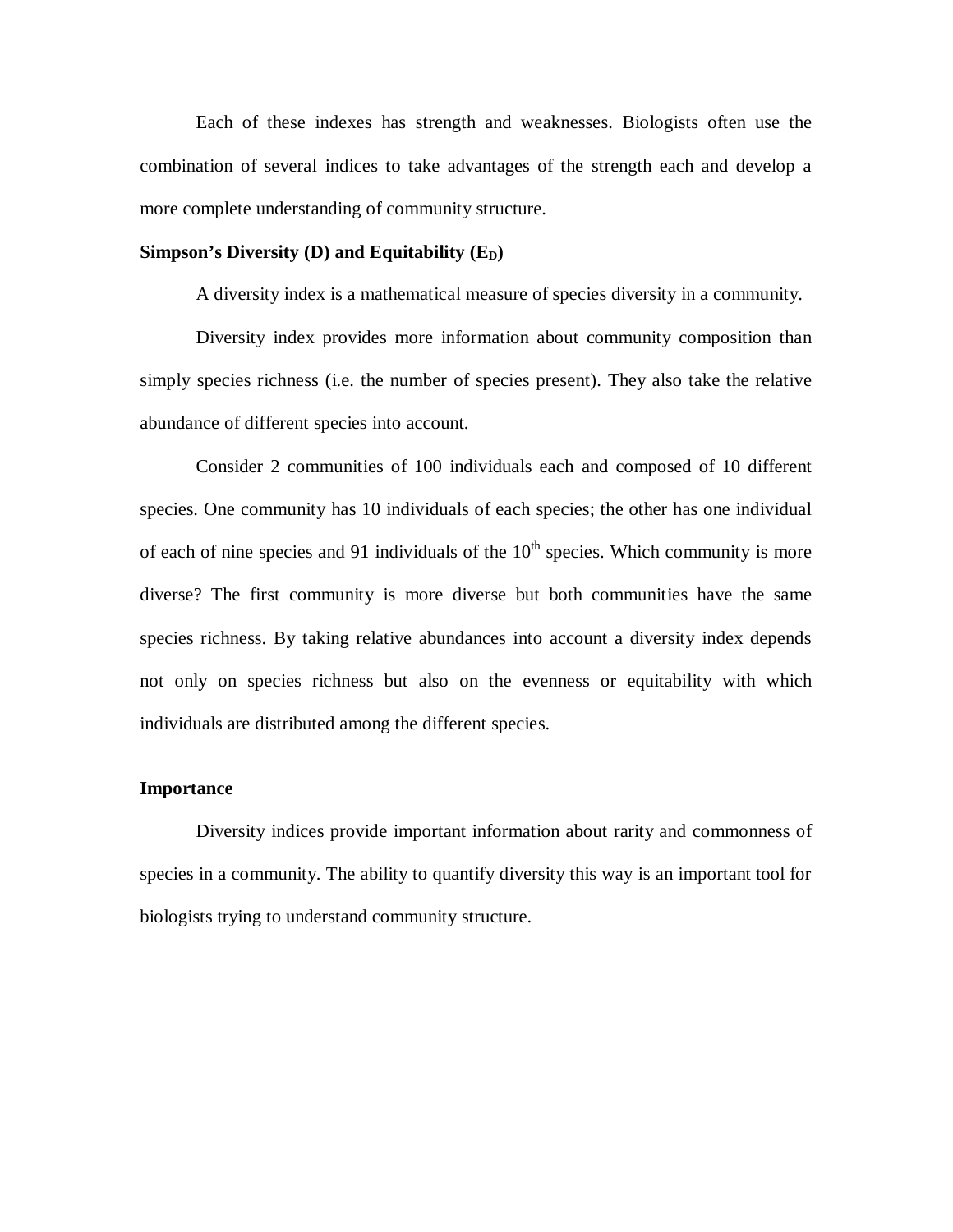Each of these indexes has strength and weaknesses. Biologists often use the combination of several indices to take advantages of the strength each and develop a more complete understanding of community structure.

**Simpson's Diversity (D) and Equitability ($E_D$)**

A diversity index is a mathematical measure of species diversity in a community.

Diversity index provides more information about community composition than simply species richness (i.e. the number of species present). They also take the relative abundance of different species into account.

Consider 2 communities of 100 individuals each and composed of 10 different species. One community has 10 individuals of each species; the other has one individual of each of nine species and 91 individuals of the $10^{th}$ species. Which community is more diverse? The first community is more diverse but both communities have the same species richness. By taking relative abundances into account a diversity index depends not only on species richness but also on the evenness or equitability with which individuals are distributed among the different species.

**Importance**

Diversity indices provide important information about rarity and commonness of species in a community. The ability to quantify diversity this way is an important tool for biologists trying to understand community structure.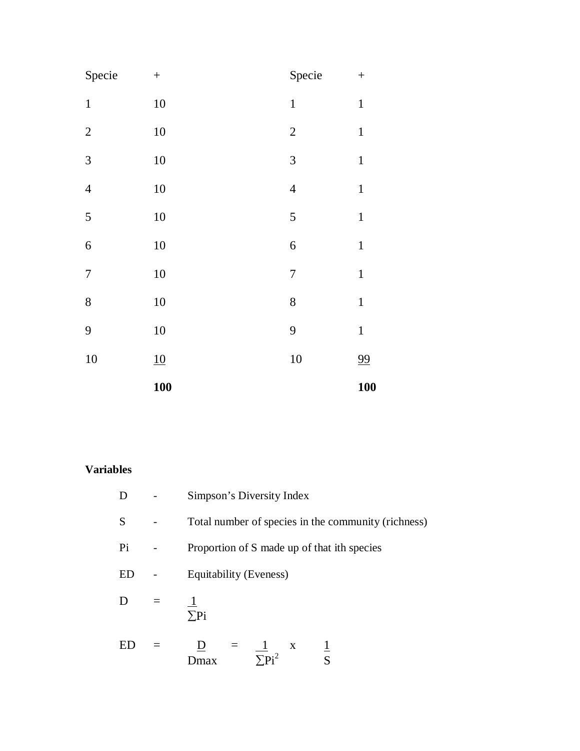| Specie | + | | Specie | + |
|---|---|---|---|---|
| 1 | 10 | | 1 | 1 |
| 2 | 10 | | 2 | 1 |
| 3 | 10 | | 3 | 1 |
| 4 | 10 | | 4 | 1 |
| 5 | 10 | | 5 | 1 |
| 6 | 10 | | 6 | 1 |
| 7 | 10 | | 7 | 1 |
| 8 | 10 | | 8 | 1 |
| 9 | 10 | | 9 | 1 |
| 10 | 10 | | 10 | 99 |
| | **100** | | | **100** |

**Variables**

D - Simpson's Diversity Index

S - Total number of species in the community (richness)

Pi - Proportion of S made up of that ith species

ED - Equitability (Eveness)

$$D = \frac{1}{\sum Pi}$$

$$ED = \frac{D}{Dmax} = \frac{1}{\sum Pi^2} \times \frac{1}{S}$$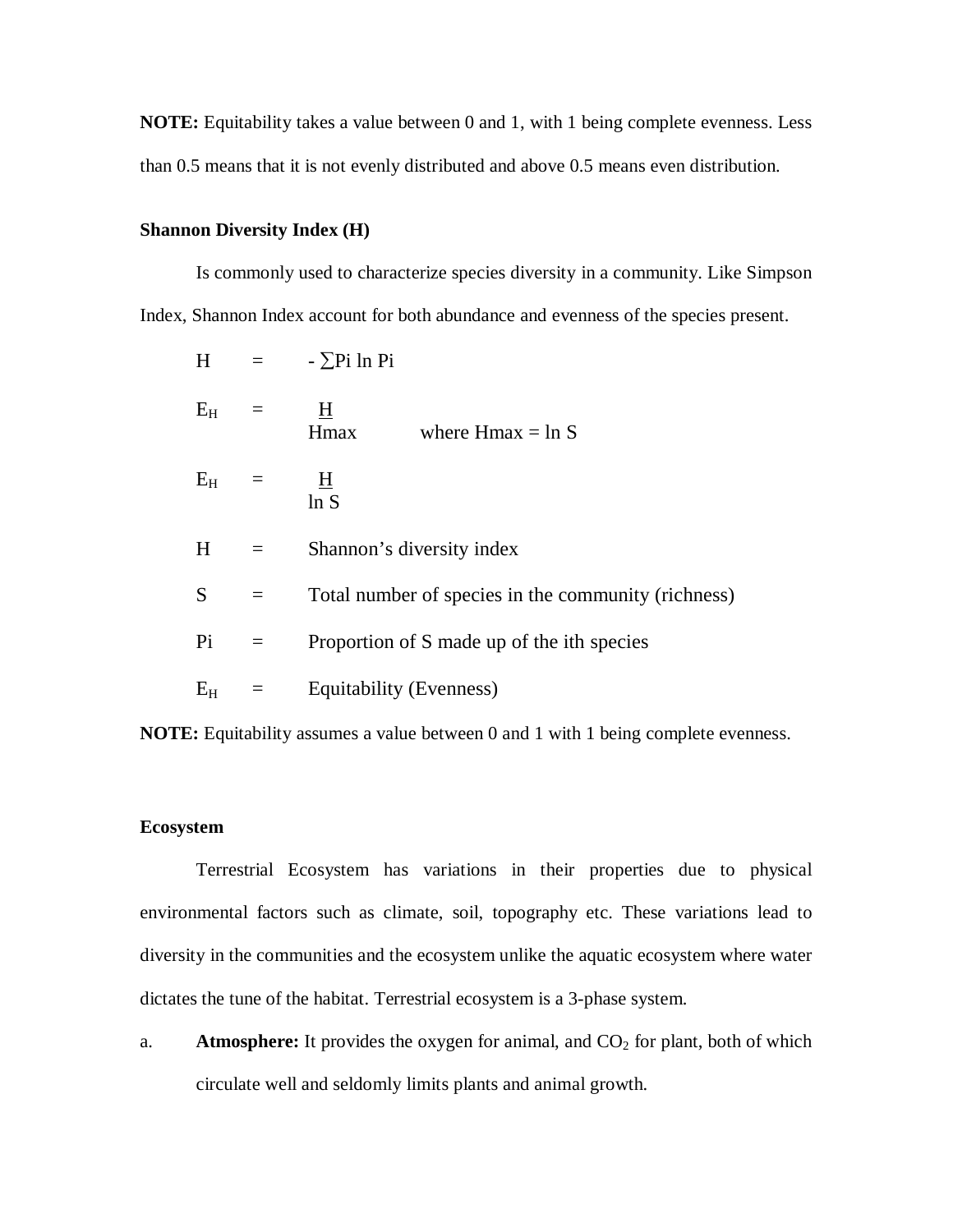**NOTE:** Equitability takes a value between 0 and 1, with 1 being complete evenness. Less than 0.5 means that it is not evenly distributed and above 0.5 means even distribution.

**Shannon Diversity Index (H)**

Is commonly used to characterize species diversity in a community. Like Simpson Index, Shannon Index account for both abundance and evenness of the species present.

$$H = -\sum Pi \ln Pi$$

$$E_H = \frac{H}{Hmax} \quad \text{where } Hmax = \ln S$$

$$E_H = \frac{H}{\ln S}$$

$H$ = Shannon's diversity index

$S$ = Total number of species in the community (richness)

$Pi$ = Proportion of S made up of the ith species

$E_H$ = Equitability (Evenness)

**NOTE:** Equitability assumes a value between 0 and 1 with 1 being complete evenness.

**Ecosystem**

Terrestrial Ecosystem has variations in their properties due to physical environmental factors such as climate, soil, topography etc. These variations lead to diversity in the communities and the ecosystem unlike the aquatic ecosystem where water dictates the tune of the habitat. Terrestrial ecosystem is a 3-phase system.

a. **Atmosphere:** It provides the oxygen for animal, and $CO_2$ for plant, both of which circulate well and seldomly limits plants and animal growth.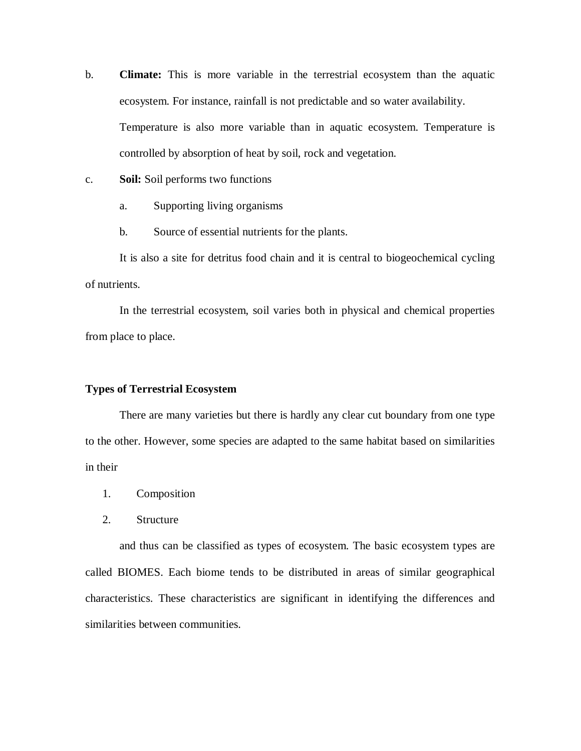b. **Climate:** This is more variable in the terrestrial ecosystem than the aquatic ecosystem. For instance, rainfall is not predictable and so water availability.

   Temperature is also more variable than in aquatic ecosystem. Temperature is controlled by absorption of heat by soil, rock and vegetation.

c. **Soil:** Soil performs two functions

   a. Supporting living organisms

   b. Source of essential nutrients for the plants.

It is also a site for detritus food chain and it is central to biogeochemical cycling of nutrients.

In the terrestrial ecosystem, soil varies both in physical and chemical properties from place to place.

**Types of Terrestrial Ecosystem**

There are many varieties but there is hardly any clear cut boundary from one type to the other. However, some species are adapted to the same habitat based on similarities in their

1. Composition
2. Structure

and thus can be classified as types of ecosystem. The basic ecosystem types are called BIOMES. Each biome tends to be distributed in areas of similar geographical characteristics. These characteristics are significant in identifying the differences and similarities between communities.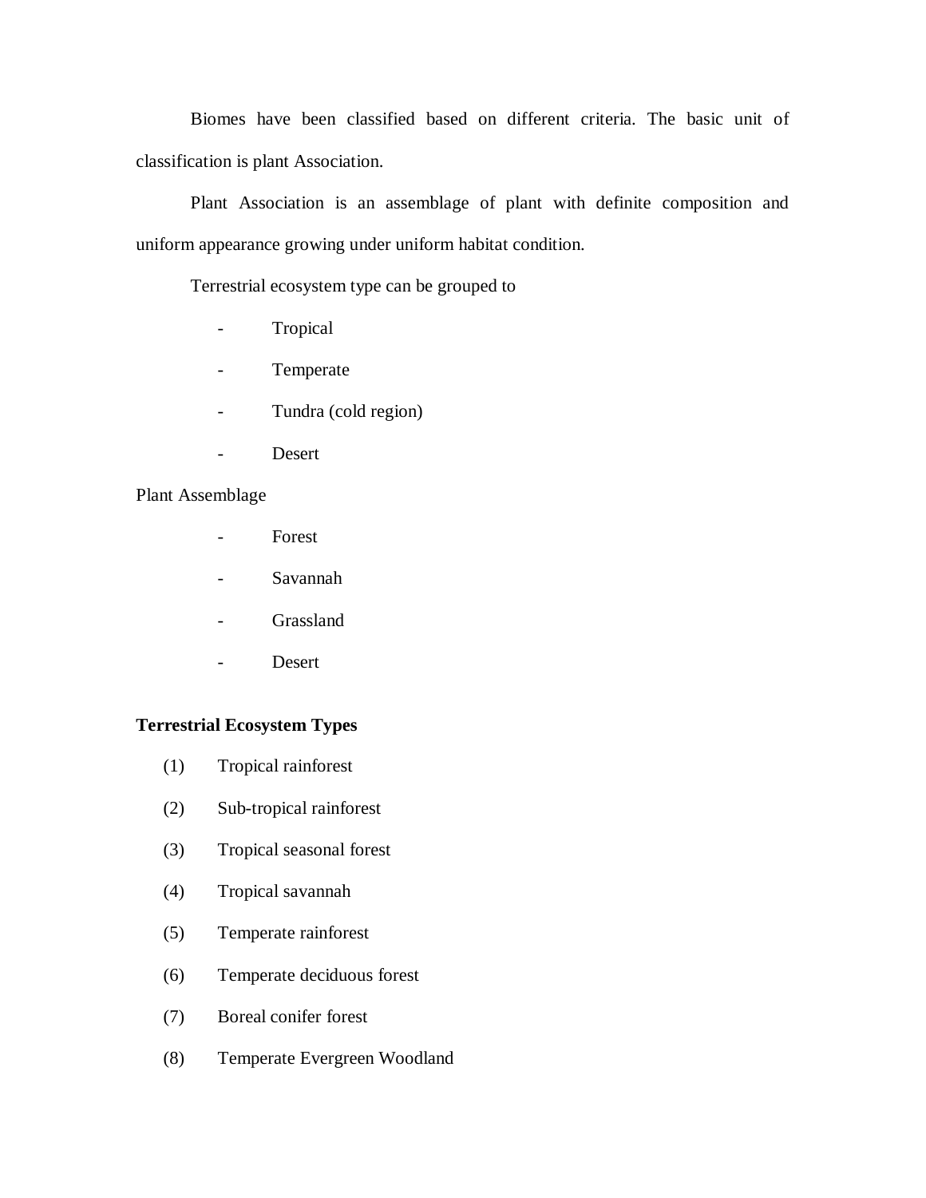Biomes have been classified based on different criteria. The basic unit of classification is plant Association.

Plant Association is an assemblage of plant with definite composition and uniform appearance growing under uniform habitat condition.

Terrestrial ecosystem type can be grouped to

- Tropical
- Temperate
- Tundra (cold region)
- Desert

Plant Assemblage

- Forest
- Savannah
- Grassland
- Desert

**Terrestrial Ecosystem Types**

(1) Tropical rainforest

(2) Sub-tropical rainforest

(3) Tropical seasonal forest

(4) Tropical savannah

(5) Temperate rainforest

(6) Temperate deciduous forest

(7) Boreal conifer forest

(8) Temperate Evergreen Woodland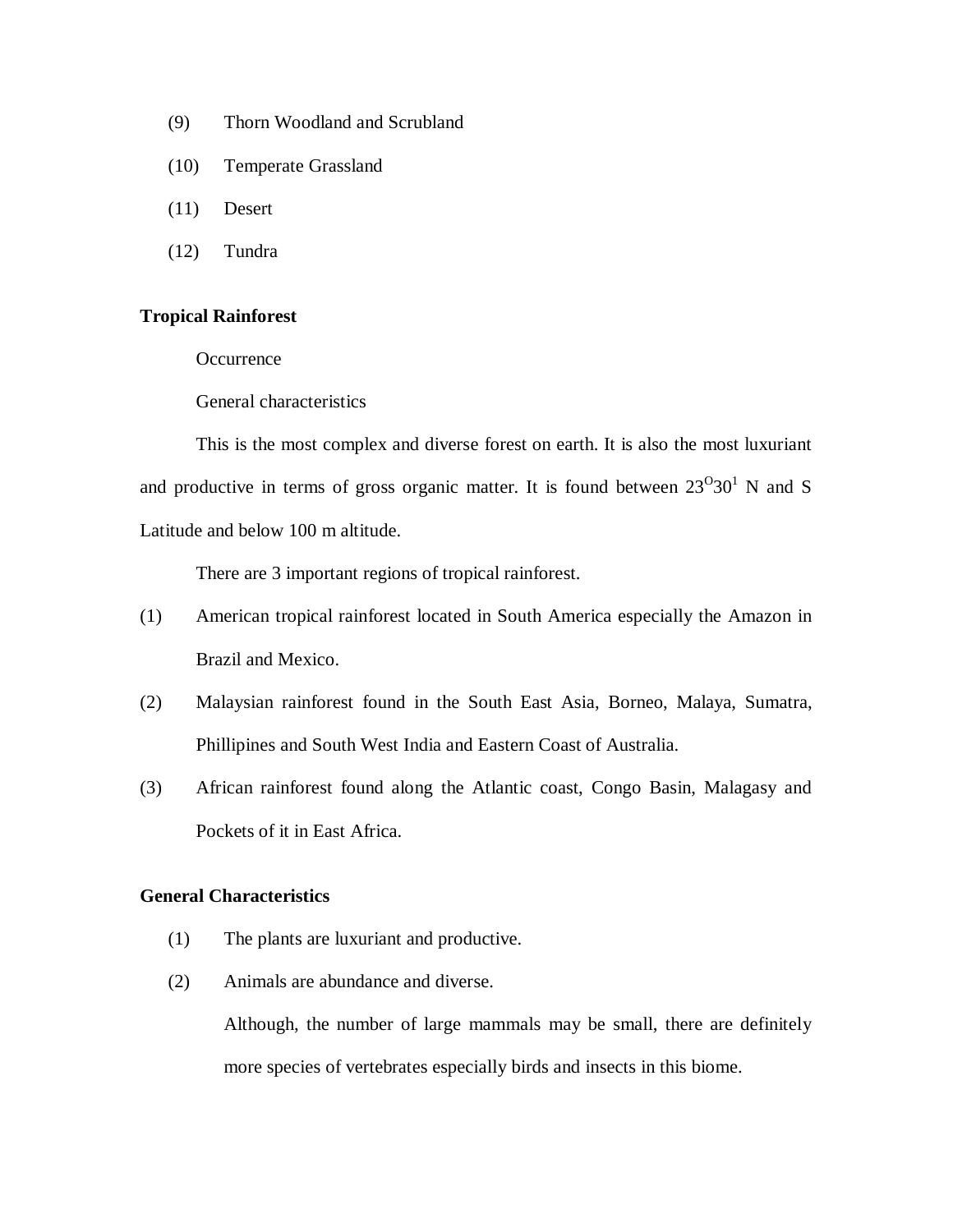(9) Thorn Woodland and Scrubland

(10) Temperate Grassland

(11) Desert

(12) Tundra

**Tropical Rainforest**

Occurrence

General characteristics

This is the most complex and diverse forest on earth. It is also the most luxuriant and productive in terms of gross organic matter. It is found between $23^{O}30^{1}$ N and S Latitude and below 100 m altitude.

There are 3 important regions of tropical rainforest.

(1) American tropical rainforest located in South America especially the Amazon in Brazil and Mexico.

(2) Malaysian rainforest found in the South East Asia, Borneo, Malaya, Sumatra, Phillipines and South West India and Eastern Coast of Australia.

(3) African rainforest found along the Atlantic coast, Congo Basin, Malagasy and Pockets of it in East Africa.

**General Characteristics**

(1) The plants are luxuriant and productive.

(2) Animals are abundance and diverse.

Although, the number of large mammals may be small, there are definitely more species of vertebrates especially birds and insects in this biome.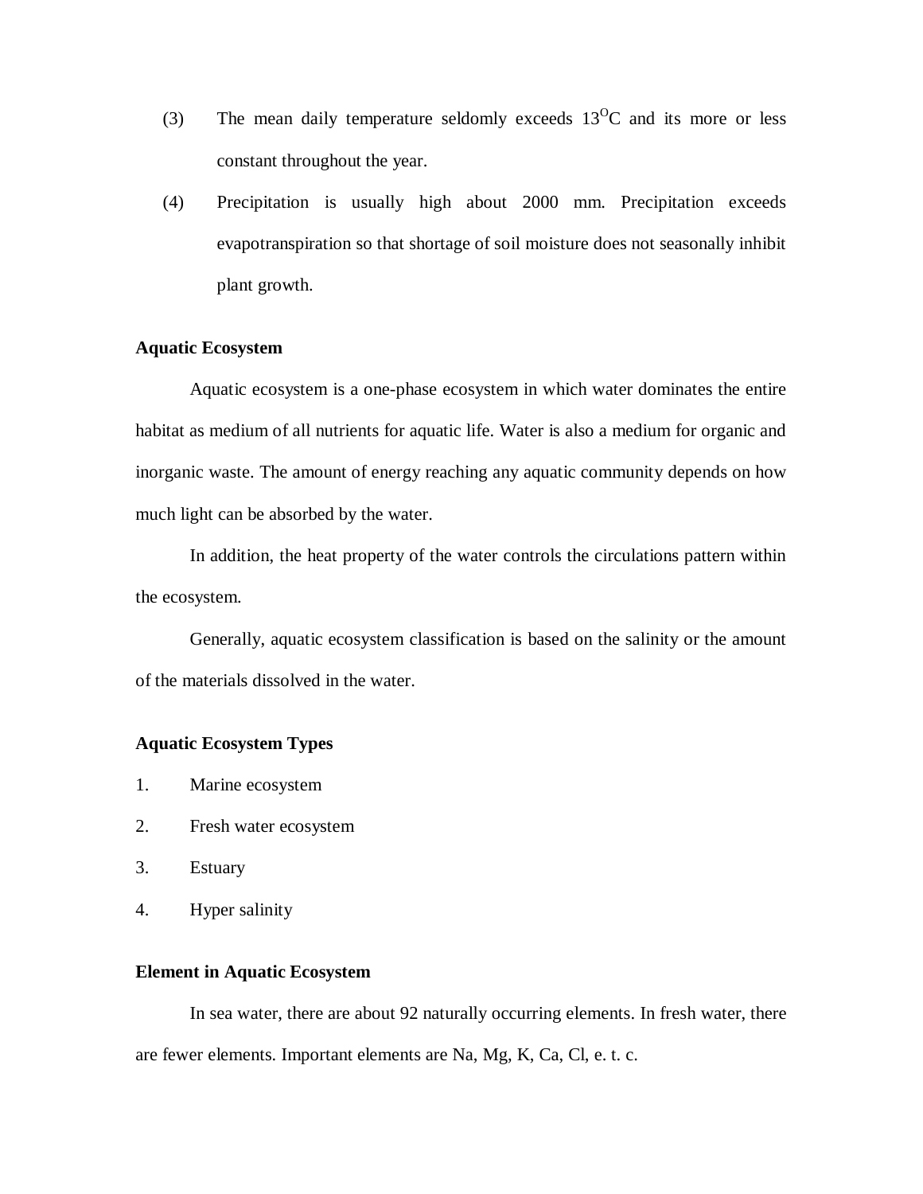(3) The mean daily temperature seldomly exceeds $13^{O}C$ and its more or less constant throughout the year.

(4) Precipitation is usually high about 2000 mm. Precipitation exceeds evapotranspiration so that shortage of soil moisture does not seasonally inhibit plant growth.

**Aquatic Ecosystem**

Aquatic ecosystem is a one-phase ecosystem in which water dominates the entire habitat as medium of all nutrients for aquatic life. Water is also a medium for organic and inorganic waste. The amount of energy reaching any aquatic community depends on how much light can be absorbed by the water.

In addition, the heat property of the water controls the circulations pattern within the ecosystem.

Generally, aquatic ecosystem classification is based on the salinity or the amount of the materials dissolved in the water.

**Aquatic Ecosystem Types**

1. Marine ecosystem
2. Fresh water ecosystem
3. Estuary
4. Hyper salinity

**Element in Aquatic Ecosystem**

In sea water, there are about 92 naturally occurring elements. In fresh water, there are fewer elements. Important elements are Na, Mg, K, Ca, Cl, e. t. c.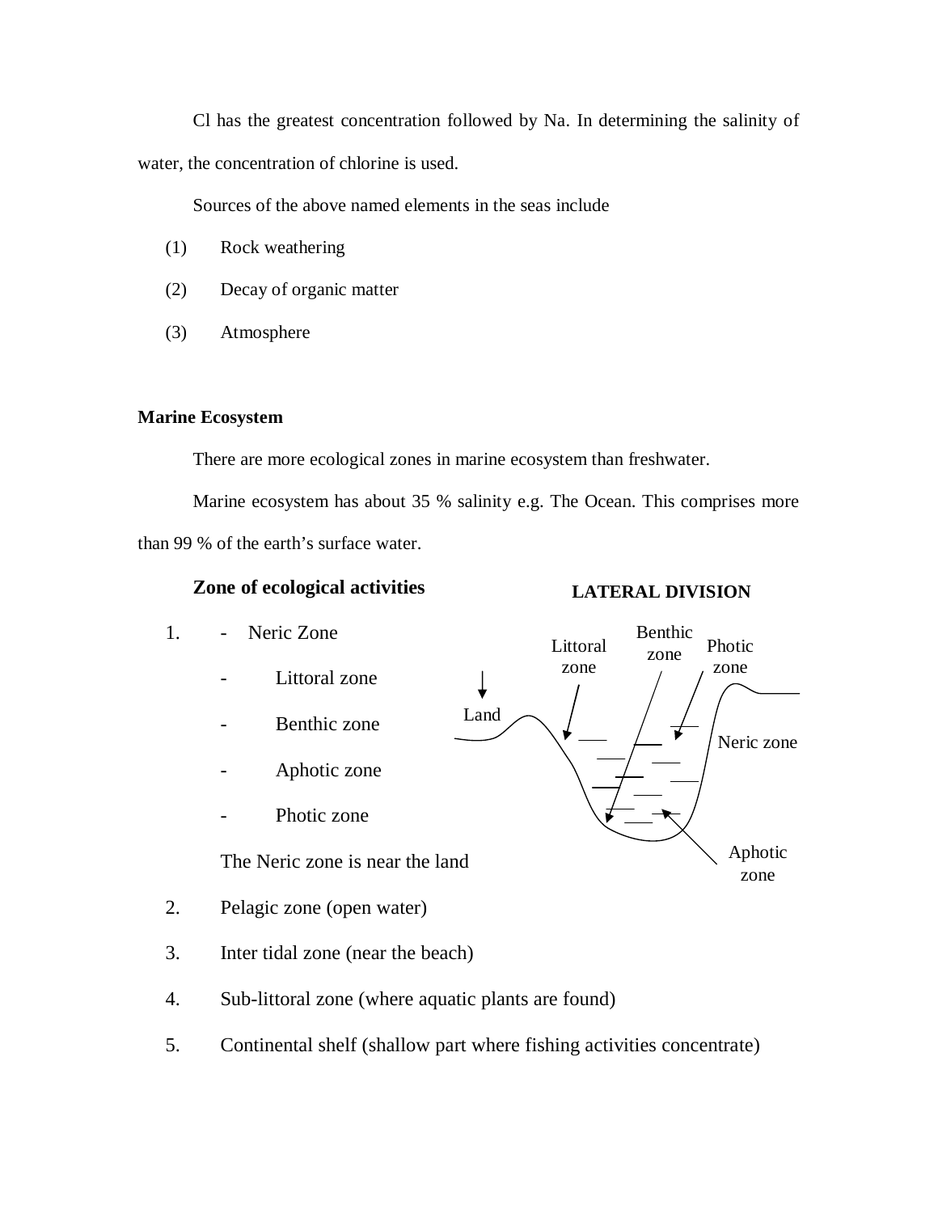Cl has the greatest concentration followed by Na. In determining the salinity of water, the concentration of chlorine is used.

Sources of the above named elements in the seas include

(1) Rock weathering

(2) Decay of organic matter

(3) Atmosphere

**Marine Ecosystem**

There are more ecological zones in marine ecosystem than freshwater.

Marine ecosystem has about 35 % salinity e.g. The Ocean. This comprises more than 99 % of the earth's surface water.

**Zone of ecological activities**

**LATERAL DIVISION**

Littoral zone, Benthic zone, Photic zone, Land, Neric zone, Aphotic zone

1. - Neric Zone
   - Littoral zone
   - Benthic zone
   - Aphotic zone
   - Photic zone

   The Neric zone is near the land

2. Pelagic zone (open water)
3. Inter tidal zone (near the beach)
4. Sub-littoral zone (where aquatic plants are found)
5. Continental shelf (shallow part where fishing activities concentrate)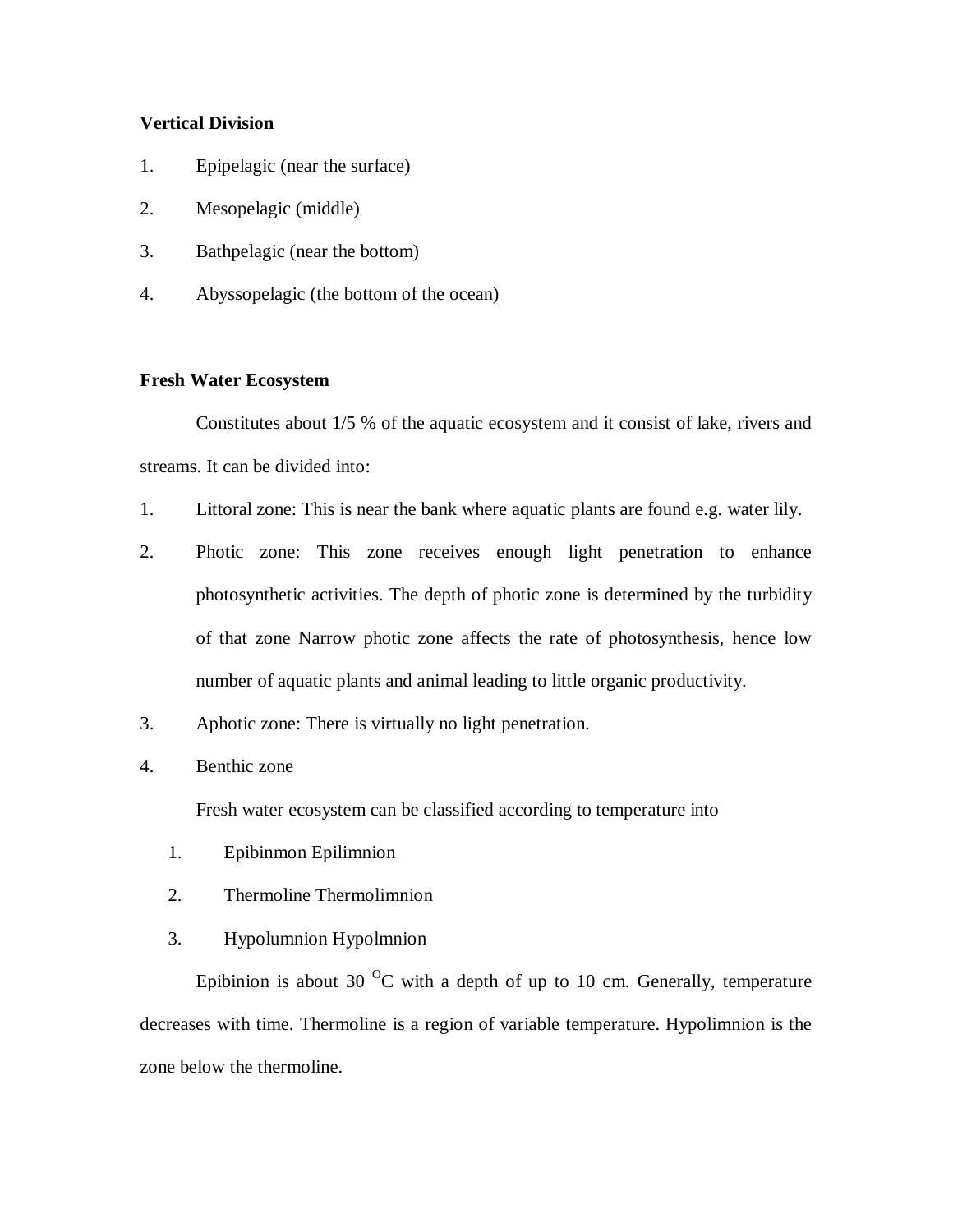**Vertical Division**

1. Epipelagic (near the surface)
2. Mesopelagic (middle)
3. Bathpelagic (near the bottom)
4. Abyssopelagic (the bottom of the ocean)

**Fresh Water Ecosystem**

Constitutes about 1/5 % of the aquatic ecosystem and it consist of lake, rivers and streams. It can be divided into:

1. Littoral zone: This is near the bank where aquatic plants are found e.g. water lily.
2. Photic zone: This zone receives enough light penetration to enhance photosynthetic activities. The depth of photic zone is determined by the turbidity of that zone Narrow photic zone affects the rate of photosynthesis, hence low number of aquatic plants and animal leading to little organic productivity.
3. Aphotic zone: There is virtually no light penetration.
4. Benthic zone

Fresh water ecosystem can be classified according to temperature into

1. Epibinmon Epilimnion
2. Thermoline Thermolimnion
3. Hypolumnion Hypolmnion

Epibinion is about 30 $^{O}$C with a depth of up to 10 cm. Generally, temperature decreases with time. Thermoline is a region of variable temperature. Hypolimnion is the zone below the thermoline.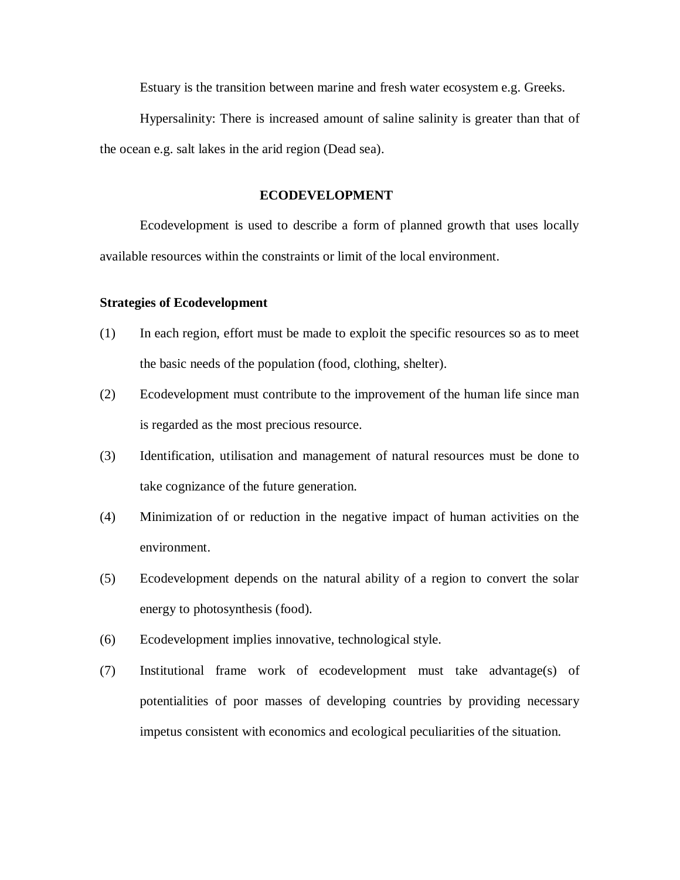Estuary is the transition between marine and fresh water ecosystem e.g. Greeks.

Hypersalinity: There is increased amount of saline salinity is greater than that of the ocean e.g. salt lakes in the arid region (Dead sea).

## ECODEVELOPMENT

Ecodevelopment is used to describe a form of planned growth that uses locally available resources within the constraints or limit of the local environment.

**Strategies of Ecodevelopment**

(1) In each region, effort must be made to exploit the specific resources so as to meet the basic needs of the population (food, clothing, shelter).

(2) Ecodevelopment must contribute to the improvement of the human life since man is regarded as the most precious resource.

(3) Identification, utilisation and management of natural resources must be done to take cognizance of the future generation.

(4) Minimization of or reduction in the negative impact of human activities on the environment.

(5) Ecodevelopment depends on the natural ability of a region to convert the solar energy to photosynthesis (food).

(6) Ecodevelopment implies innovative, technological style.

(7) Institutional frame work of ecodevelopment must take advantage(s) of potentialities of poor masses of developing countries by providing necessary impetus consistent with economics and ecological peculiarities of the situation.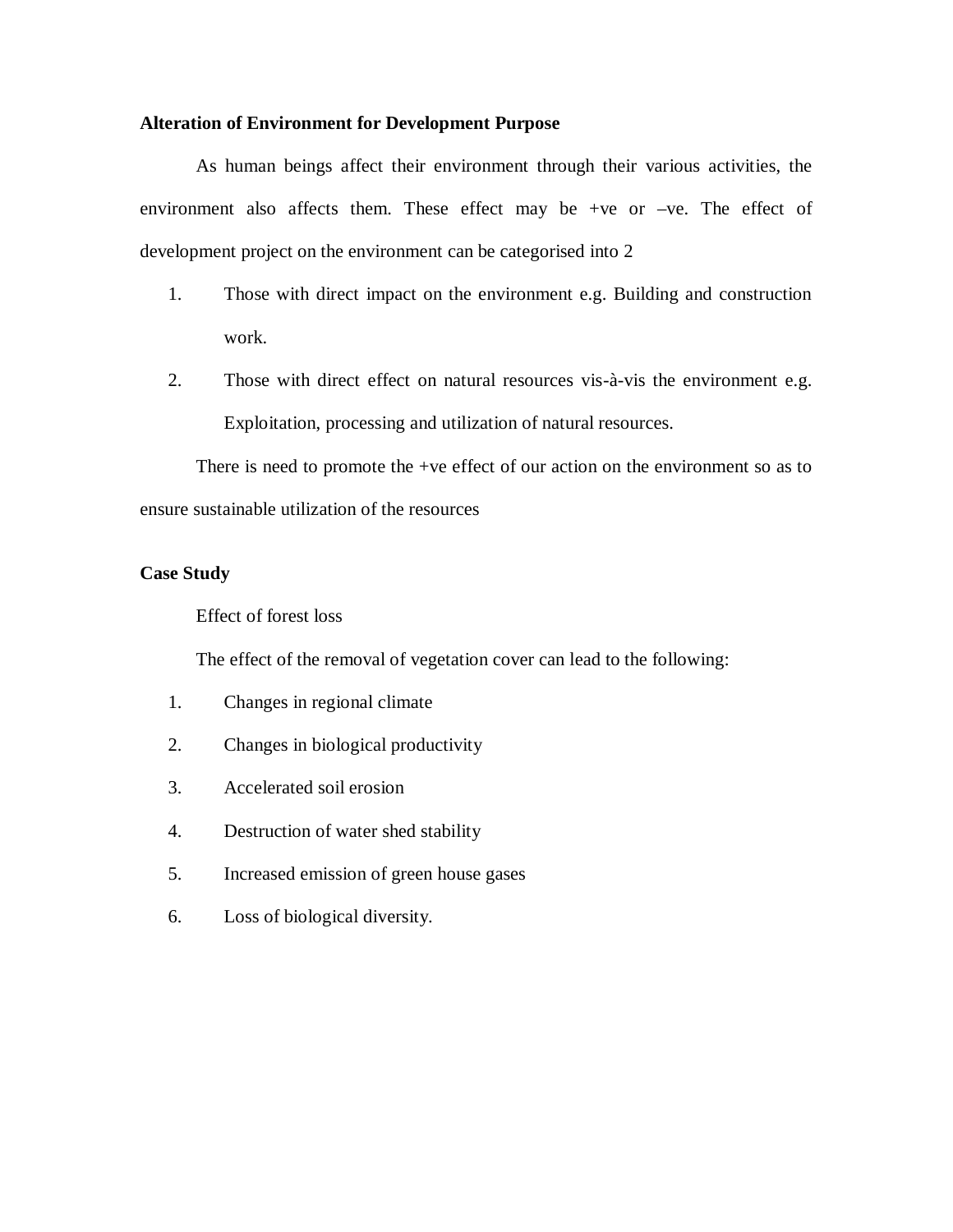**Alteration of Environment for Development Purpose**

As human beings affect their environment through their various activities, the environment also affects them. These effect may be +ve or –ve. The effect of development project on the environment can be categorised into 2

1. Those with direct impact on the environment e.g. Building and construction work.
2. Those with direct effect on natural resources vis-à-vis the environment e.g. Exploitation, processing and utilization of natural resources.

There is need to promote the +ve effect of our action on the environment so as to ensure sustainable utilization of the resources

**Case Study**

Effect of forest loss

The effect of the removal of vegetation cover can lead to the following:

1. Changes in regional climate
2. Changes in biological productivity
3. Accelerated soil erosion
4. Destruction of water shed stability
5. Increased emission of green house gases
6. Loss of biological diversity.